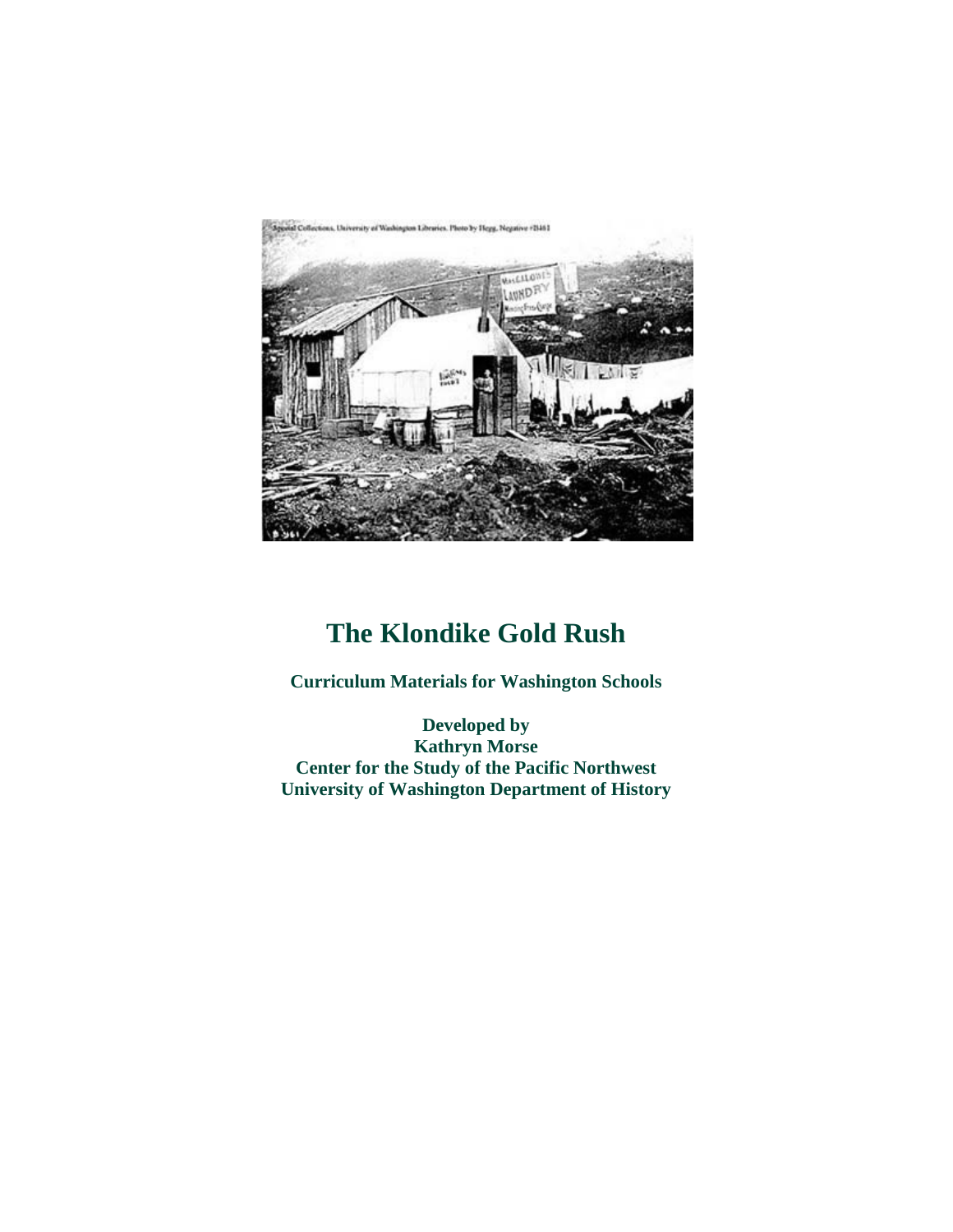# The Klondike Gold Rush

**Curriculum Materials for Washington Schools**

**Developed by**
**Kathryn Morse**
**Center for the Study of the Pacific Northwest**
**University of Washington Department of History**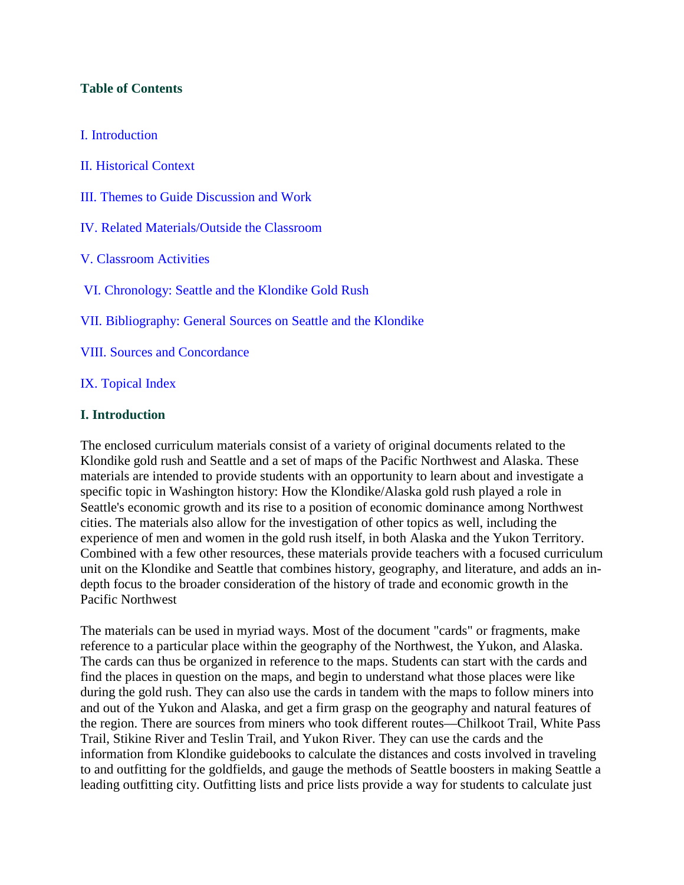**Table of Contents**

I. Introduction

II. Historical Context

III. Themes to Guide Discussion and Work

IV. Related Materials/Outside the Classroom

V. Classroom Activities

VI. Chronology: Seattle and the Klondike Gold Rush

VII. Bibliography: General Sources on Seattle and the Klondike

VIII. Sources and Concordance

IX. Topical Index

## I. Introduction

The enclosed curriculum materials consist of a variety of original documents related to the Klondike gold rush and Seattle and a set of maps of the Pacific Northwest and Alaska. These materials are intended to provide students with an opportunity to learn about and investigate a specific topic in Washington history: How the Klondike/Alaska gold rush played a role in Seattle's economic growth and its rise to a position of economic dominance among Northwest cities. The materials also allow for the investigation of other topics as well, including the experience of men and women in the gold rush itself, in both Alaska and the Yukon Territory. Combined with a few other resources, these materials provide teachers with a focused curriculum unit on the Klondike and Seattle that combines history, geography, and literature, and adds an in-depth focus to the broader consideration of the history of trade and economic growth in the Pacific Northwest

The materials can be used in myriad ways. Most of the document "cards" or fragments, make reference to a particular place within the geography of the Northwest, the Yukon, and Alaska. The cards can thus be organized in reference to the maps. Students can start with the cards and find the places in question on the maps, and begin to understand what those places were like during the gold rush. They can also use the cards in tandem with the maps to follow miners into and out of the Yukon and Alaska, and get a firm grasp on the geography and natural features of the region. There are sources from miners who took different routes—Chilkoot Trail, White Pass Trail, Stikine River and Teslin Trail, and Yukon River. They can use the cards and the information from Klondike guidebooks to calculate the distances and costs involved in traveling to and outfitting for the goldfields, and gauge the methods of Seattle boosters in making Seattle a leading outfitting city. Outfitting lists and price lists provide a way for students to calculate just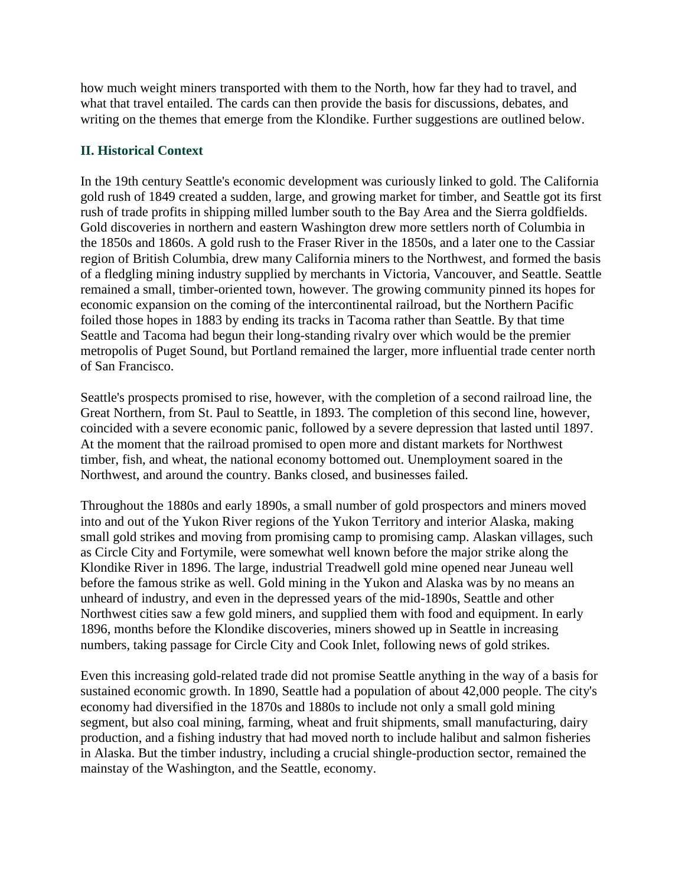how much weight miners transported with them to the North, how far they had to travel, and what that travel entailed. The cards can then provide the basis for discussions, debates, and writing on the themes that emerge from the Klondike. Further suggestions are outlined below.

## II. Historical Context

In the 19th century Seattle's economic development was curiously linked to gold. The California gold rush of 1849 created a sudden, large, and growing market for timber, and Seattle got its first rush of trade profits in shipping milled lumber south to the Bay Area and the Sierra goldfields. Gold discoveries in northern and eastern Washington drew more settlers north of Columbia in the 1850s and 1860s. A gold rush to the Fraser River in the 1850s, and a later one to the Cassiar region of British Columbia, drew many California miners to the Northwest, and formed the basis of a fledgling mining industry supplied by merchants in Victoria, Vancouver, and Seattle. Seattle remained a small, timber-oriented town, however. The growing community pinned its hopes for economic expansion on the coming of the intercontinental railroad, but the Northern Pacific foiled those hopes in 1883 by ending its tracks in Tacoma rather than Seattle. By that time Seattle and Tacoma had begun their long-standing rivalry over which would be the premier metropolis of Puget Sound, but Portland remained the larger, more influential trade center north of San Francisco.

Seattle's prospects promised to rise, however, with the completion of a second railroad line, the Great Northern, from St. Paul to Seattle, in 1893. The completion of this second line, however, coincided with a severe economic panic, followed by a severe depression that lasted until 1897. At the moment that the railroad promised to open more and distant markets for Northwest timber, fish, and wheat, the national economy bottomed out. Unemployment soared in the Northwest, and around the country. Banks closed, and businesses failed.

Throughout the 1880s and early 1890s, a small number of gold prospectors and miners moved into and out of the Yukon River regions of the Yukon Territory and interior Alaska, making small gold strikes and moving from promising camp to promising camp. Alaskan villages, such as Circle City and Fortymile, were somewhat well known before the major strike along the Klondike River in 1896. The large, industrial Treadwell gold mine opened near Juneau well before the famous strike as well. Gold mining in the Yukon and Alaska was by no means an unheard of industry, and even in the depressed years of the mid-1890s, Seattle and other Northwest cities saw a few gold miners, and supplied them with food and equipment. In early 1896, months before the Klondike discoveries, miners showed up in Seattle in increasing numbers, taking passage for Circle City and Cook Inlet, following news of gold strikes.

Even this increasing gold-related trade did not promise Seattle anything in the way of a basis for sustained economic growth. In 1890, Seattle had a population of about 42,000 people. The city's economy had diversified in the 1870s and 1880s to include not only a small gold mining segment, but also coal mining, farming, wheat and fruit shipments, small manufacturing, dairy production, and a fishing industry that had moved north to include halibut and salmon fisheries in Alaska. But the timber industry, including a crucial shingle-production sector, remained the mainstay of the Washington, and the Seattle, economy.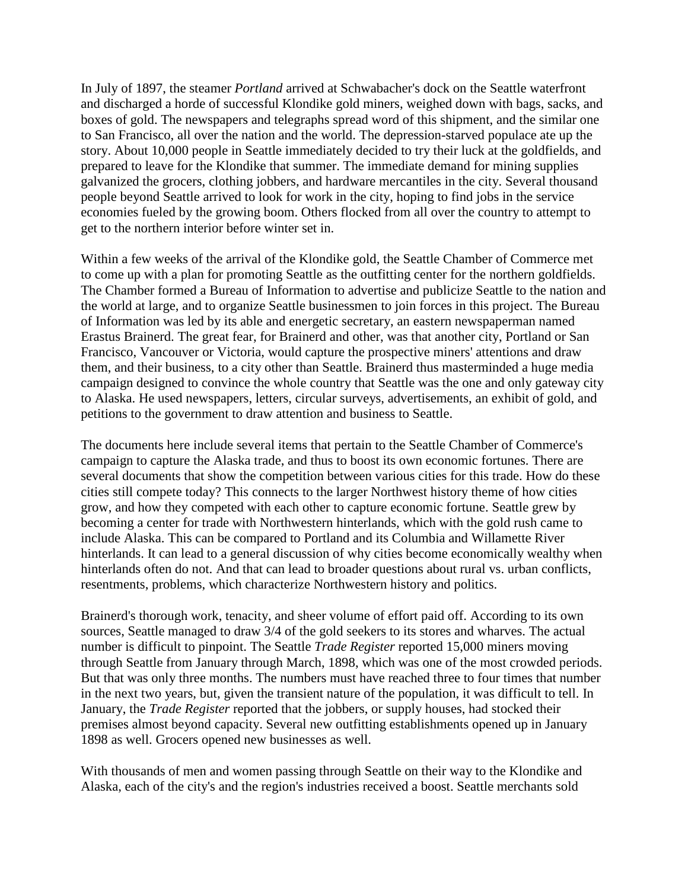In July of 1897, the steamer *Portland* arrived at Schwabacher's dock on the Seattle waterfront and discharged a horde of successful Klondike gold miners, weighed down with bags, sacks, and boxes of gold. The newspapers and telegraphs spread word of this shipment, and the similar one to San Francisco, all over the nation and the world. The depression-starved populace ate up the story. About 10,000 people in Seattle immediately decided to try their luck at the goldfields, and prepared to leave for the Klondike that summer. The immediate demand for mining supplies galvanized the grocers, clothing jobbers, and hardware mercantiles in the city. Several thousand people beyond Seattle arrived to look for work in the city, hoping to find jobs in the service economies fueled by the growing boom. Others flocked from all over the country to attempt to get to the northern interior before winter set in.

Within a few weeks of the arrival of the Klondike gold, the Seattle Chamber of Commerce met to come up with a plan for promoting Seattle as the outfitting center for the northern goldfields. The Chamber formed a Bureau of Information to advertise and publicize Seattle to the nation and the world at large, and to organize Seattle businessmen to join forces in this project. The Bureau of Information was led by its able and energetic secretary, an eastern newspaperman named Erastus Brainerd. The great fear, for Brainerd and other, was that another city, Portland or San Francisco, Vancouver or Victoria, would capture the prospective miners' attentions and draw them, and their business, to a city other than Seattle. Brainerd thus masterminded a huge media campaign designed to convince the whole country that Seattle was the one and only gateway city to Alaska. He used newspapers, letters, circular surveys, advertisements, an exhibit of gold, and petitions to the government to draw attention and business to Seattle.

The documents here include several items that pertain to the Seattle Chamber of Commerce's campaign to capture the Alaska trade, and thus to boost its own economic fortunes. There are several documents that show the competition between various cities for this trade. How do these cities still compete today? This connects to the larger Northwest history theme of how cities grow, and how they competed with each other to capture economic fortune. Seattle grew by becoming a center for trade with Northwestern hinterlands, which with the gold rush came to include Alaska. This can be compared to Portland and its Columbia and Willamette River hinterlands. It can lead to a general discussion of why cities become economically wealthy when hinterlands often do not. And that can lead to broader questions about rural vs. urban conflicts, resentments, problems, which characterize Northwestern history and politics.

Brainerd's thorough work, tenacity, and sheer volume of effort paid off. According to its own sources, Seattle managed to draw 3/4 of the gold seekers to its stores and wharves. The actual number is difficult to pinpoint. The Seattle *Trade Register* reported 15,000 miners moving through Seattle from January through March, 1898, which was one of the most crowded periods. But that was only three months. The numbers must have reached three to four times that number in the next two years, but, given the transient nature of the population, it was difficult to tell. In January, the *Trade Register* reported that the jobbers, or supply houses, had stocked their premises almost beyond capacity. Several new outfitting establishments opened up in January 1898 as well. Grocers opened new businesses as well.

With thousands of men and women passing through Seattle on their way to the Klondike and Alaska, each of the city's and the region's industries received a boost. Seattle merchants sold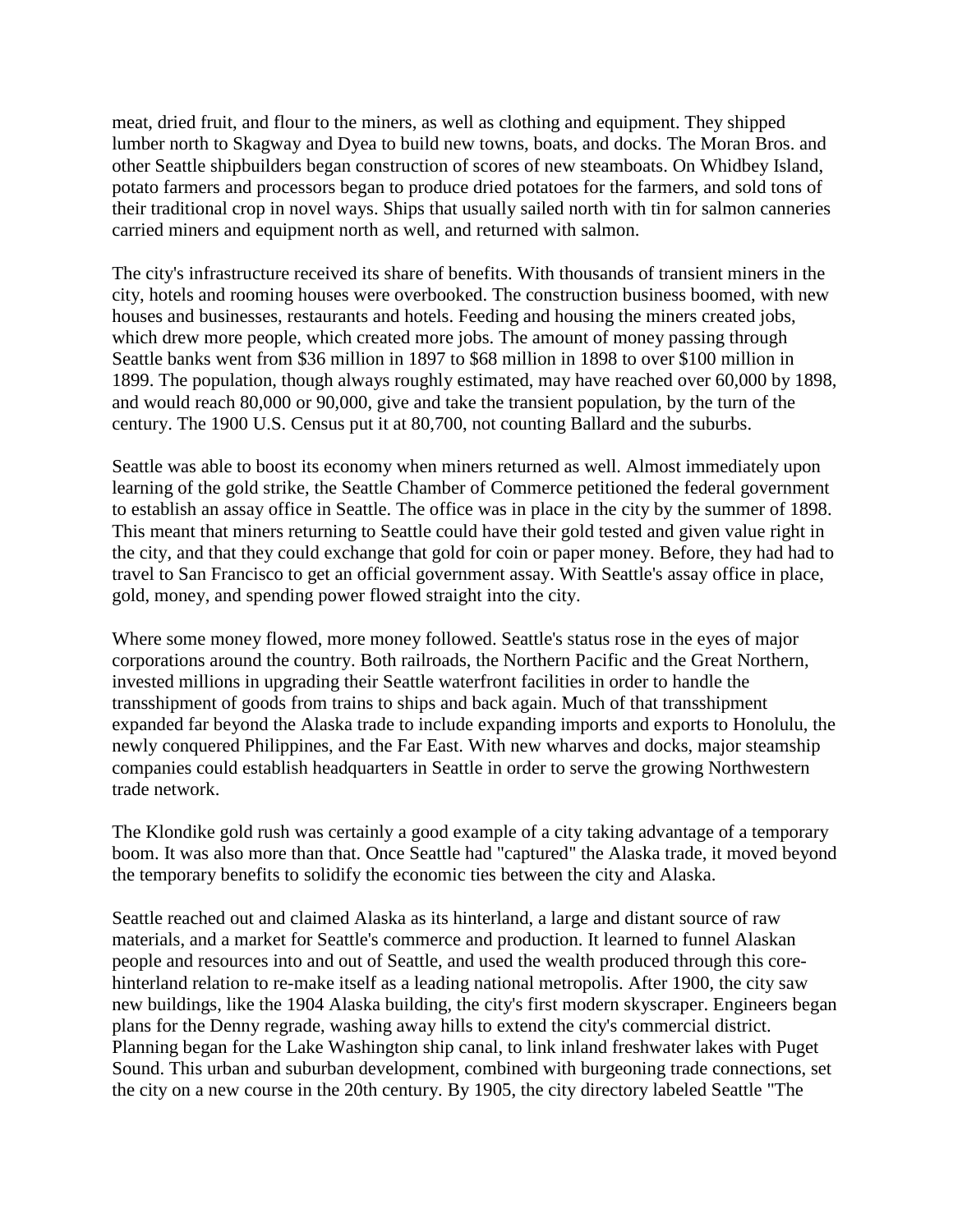meat, dried fruit, and flour to the miners, as well as clothing and equipment. They shipped lumber north to Skagway and Dyea to build new towns, boats, and docks. The Moran Bros. and other Seattle shipbuilders began construction of scores of new steamboats. On Whidbey Island, potato farmers and processors began to produce dried potatoes for the farmers, and sold tons of their traditional crop in novel ways. Ships that usually sailed north with tin for salmon canneries carried miners and equipment north as well, and returned with salmon.

The city's infrastructure received its share of benefits. With thousands of transient miners in the city, hotels and rooming houses were overbooked. The construction business boomed, with new houses and businesses, restaurants and hotels. Feeding and housing the miners created jobs, which drew more people, which created more jobs. The amount of money passing through Seattle banks went from $36 million in 1897 to $68 million in 1898 to over $100 million in 1899. The population, though always roughly estimated, may have reached over 60,000 by 1898, and would reach 80,000 or 90,000, give and take the transient population, by the turn of the century. The 1900 U.S. Census put it at 80,700, not counting Ballard and the suburbs.

Seattle was able to boost its economy when miners returned as well. Almost immediately upon learning of the gold strike, the Seattle Chamber of Commerce petitioned the federal government to establish an assay office in Seattle. The office was in place in the city by the summer of 1898. This meant that miners returning to Seattle could have their gold tested and given value right in the city, and that they could exchange that gold for coin or paper money. Before, they had had to travel to San Francisco to get an official government assay. With Seattle's assay office in place, gold, money, and spending power flowed straight into the city.

Where some money flowed, more money followed. Seattle's status rose in the eyes of major corporations around the country. Both railroads, the Northern Pacific and the Great Northern, invested millions in upgrading their Seattle waterfront facilities in order to handle the transshipment of goods from trains to ships and back again. Much of that transshipment expanded far beyond the Alaska trade to include expanding imports and exports to Honolulu, the newly conquered Philippines, and the Far East. With new wharves and docks, major steamship companies could establish headquarters in Seattle in order to serve the growing Northwestern trade network.

The Klondike gold rush was certainly a good example of a city taking advantage of a temporary boom. It was also more than that. Once Seattle had "captured" the Alaska trade, it moved beyond the temporary benefits to solidify the economic ties between the city and Alaska.

Seattle reached out and claimed Alaska as its hinterland, a large and distant source of raw materials, and a market for Seattle's commerce and production. It learned to funnel Alaskan people and resources into and out of Seattle, and used the wealth produced through this core-hinterland relation to re-make itself as a leading national metropolis. After 1900, the city saw new buildings, like the 1904 Alaska building, the city's first modern skyscraper. Engineers began plans for the Denny regrade, washing away hills to extend the city's commercial district. Planning began for the Lake Washington ship canal, to link inland freshwater lakes with Puget Sound. This urban and suburban development, combined with burgeoning trade connections, set the city on a new course in the 20th century. By 1905, the city directory labeled Seattle "The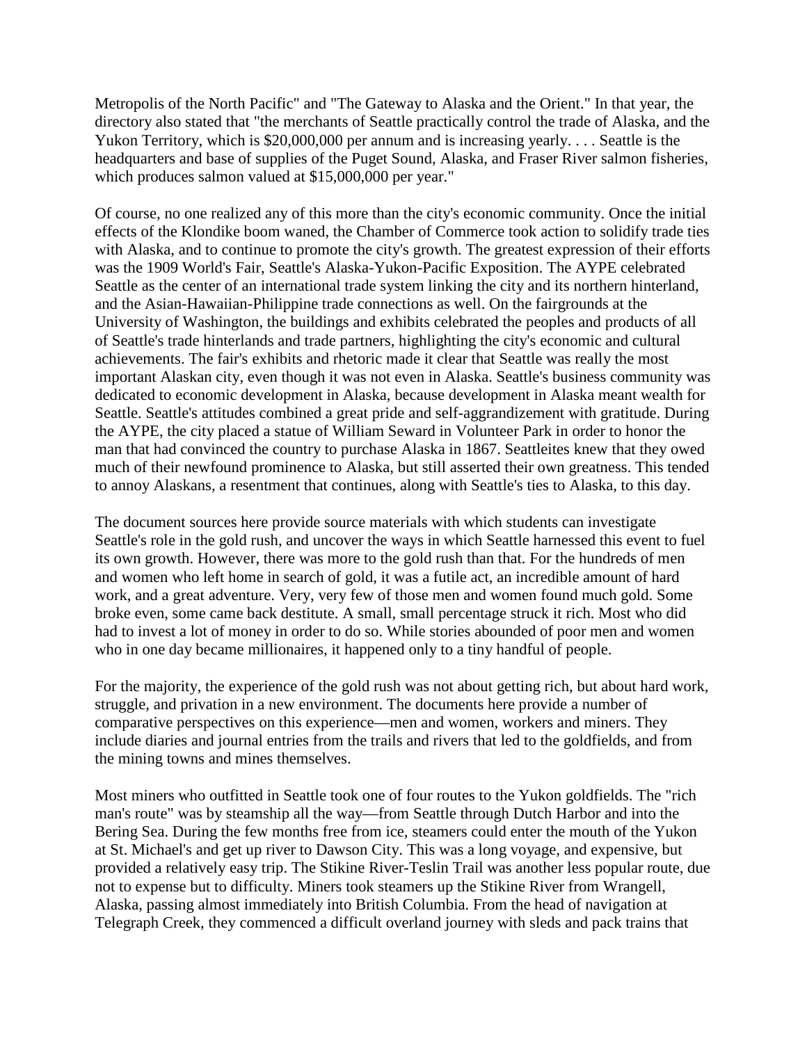Metropolis of the North Pacific" and "The Gateway to Alaska and the Orient." In that year, the directory also stated that "the merchants of Seattle practically control the trade of Alaska, and the Yukon Territory, which is $20,000,000 per annum and is increasing yearly. . . . Seattle is the headquarters and base of supplies of the Puget Sound, Alaska, and Fraser River salmon fisheries, which produces salmon valued at $15,000,000 per year."

Of course, no one realized any of this more than the city's economic community. Once the initial effects of the Klondike boom waned, the Chamber of Commerce took action to solidify trade ties with Alaska, and to continue to promote the city's growth. The greatest expression of their efforts was the 1909 World's Fair, Seattle's Alaska-Yukon-Pacific Exposition. The AYPE celebrated Seattle as the center of an international trade system linking the city and its northern hinterland, and the Asian-Hawaiian-Philippine trade connections as well. On the fairgrounds at the University of Washington, the buildings and exhibits celebrated the peoples and products of all of Seattle's trade hinterlands and trade partners, highlighting the city's economic and cultural achievements. The fair's exhibits and rhetoric made it clear that Seattle was really the most important Alaskan city, even though it was not even in Alaska. Seattle's business community was dedicated to economic development in Alaska, because development in Alaska meant wealth for Seattle. Seattle's attitudes combined a great pride and self-aggrandizement with gratitude. During the AYPE, the city placed a statue of William Seward in Volunteer Park in order to honor the man that had convinced the country to purchase Alaska in 1867. Seattleites knew that they owed much of their newfound prominence to Alaska, but still asserted their own greatness. This tended to annoy Alaskans, a resentment that continues, along with Seattle's ties to Alaska, to this day.

The document sources here provide source materials with which students can investigate Seattle's role in the gold rush, and uncover the ways in which Seattle harnessed this event to fuel its own growth. However, there was more to the gold rush than that. For the hundreds of men and women who left home in search of gold, it was a futile act, an incredible amount of hard work, and a great adventure. Very, very few of those men and women found much gold. Some broke even, some came back destitute. A small, small percentage struck it rich. Most who did had to invest a lot of money in order to do so. While stories abounded of poor men and women who in one day became millionaires, it happened only to a tiny handful of people.

For the majority, the experience of the gold rush was not about getting rich, but about hard work, struggle, and privation in a new environment. The documents here provide a number of comparative perspectives on this experience—men and women, workers and miners. They include diaries and journal entries from the trails and rivers that led to the goldfields, and from the mining towns and mines themselves.

Most miners who outfitted in Seattle took one of four routes to the Yukon goldfields. The "rich man's route" was by steamship all the way—from Seattle through Dutch Harbor and into the Bering Sea. During the few months free from ice, steamers could enter the mouth of the Yukon at St. Michael's and get up river to Dawson City. This was a long voyage, and expensive, but provided a relatively easy trip. The Stikine River-Teslin Trail was another less popular route, due not to expense but to difficulty. Miners took steamers up the Stikine River from Wrangell, Alaska, passing almost immediately into British Columbia. From the head of navigation at Telegraph Creek, they commenced a difficult overland journey with sleds and pack trains that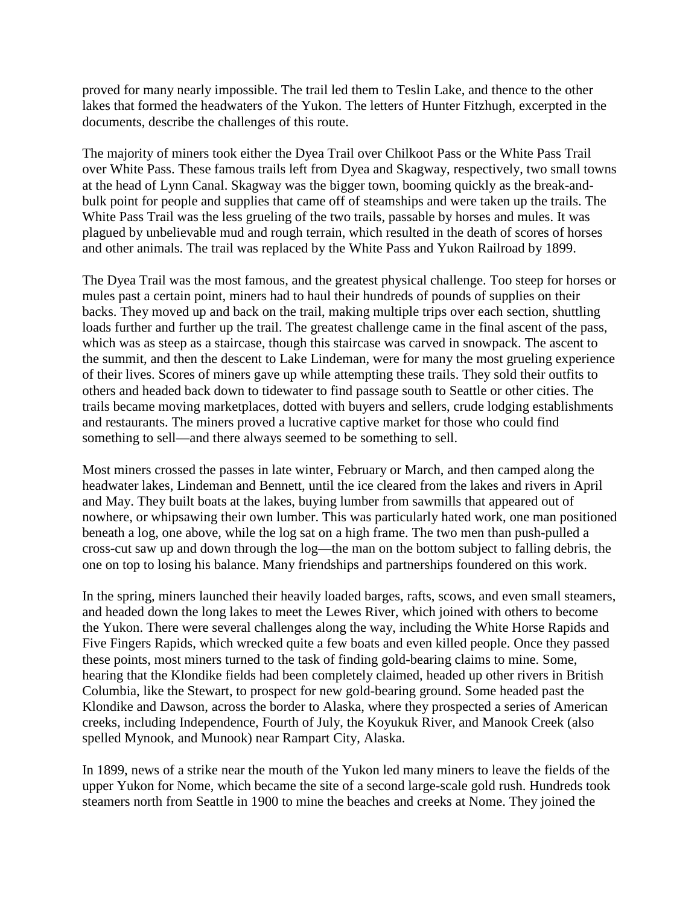proved for many nearly impossible. The trail led them to Teslin Lake, and thence to the other lakes that formed the headwaters of the Yukon. The letters of Hunter Fitzhugh, excerpted in the documents, describe the challenges of this route.

The majority of miners took either the Dyea Trail over Chilkoot Pass or the White Pass Trail over White Pass. These famous trails left from Dyea and Skagway, respectively, two small towns at the head of Lynn Canal. Skagway was the bigger town, booming quickly as the break-and-bulk point for people and supplies that came off of steamships and were taken up the trails. The White Pass Trail was the less grueling of the two trails, passable by horses and mules. It was plagued by unbelievable mud and rough terrain, which resulted in the death of scores of horses and other animals. The trail was replaced by the White Pass and Yukon Railroad by 1899.

The Dyea Trail was the most famous, and the greatest physical challenge. Too steep for horses or mules past a certain point, miners had to haul their hundreds of pounds of supplies on their backs. They moved up and back on the trail, making multiple trips over each section, shuttling loads further and further up the trail. The greatest challenge came in the final ascent of the pass, which was as steep as a staircase, though this staircase was carved in snowpack. The ascent to the summit, and then the descent to Lake Lindeman, were for many the most grueling experience of their lives. Scores of miners gave up while attempting these trails. They sold their outfits to others and headed back down to tidewater to find passage south to Seattle or other cities. The trails became moving marketplaces, dotted with buyers and sellers, crude lodging establishments and restaurants. The miners proved a lucrative captive market for those who could find something to sell—and there always seemed to be something to sell.

Most miners crossed the passes in late winter, February or March, and then camped along the headwater lakes, Lindeman and Bennett, until the ice cleared from the lakes and rivers in April and May. They built boats at the lakes, buying lumber from sawmills that appeared out of nowhere, or whipsawing their own lumber. This was particularly hated work, one man positioned beneath a log, one above, while the log sat on a high frame. The two men than push-pulled a cross-cut saw up and down through the log—the man on the bottom subject to falling debris, the one on top to losing his balance. Many friendships and partnerships foundered on this work.

In the spring, miners launched their heavily loaded barges, rafts, scows, and even small steamers, and headed down the long lakes to meet the Lewes River, which joined with others to become the Yukon. There were several challenges along the way, including the White Horse Rapids and Five Fingers Rapids, which wrecked quite a few boats and even killed people. Once they passed these points, most miners turned to the task of finding gold-bearing claims to mine. Some, hearing that the Klondike fields had been completely claimed, headed up other rivers in British Columbia, like the Stewart, to prospect for new gold-bearing ground. Some headed past the Klondike and Dawson, across the border to Alaska, where they prospected a series of American creeks, including Independence, Fourth of July, the Koyukuk River, and Manook Creek (also spelled Mynook, and Munook) near Rampart City, Alaska.

In 1899, news of a strike near the mouth of the Yukon led many miners to leave the fields of the upper Yukon for Nome, which became the site of a second large-scale gold rush. Hundreds took steamers north from Seattle in 1900 to mine the beaches and creeks at Nome. They joined the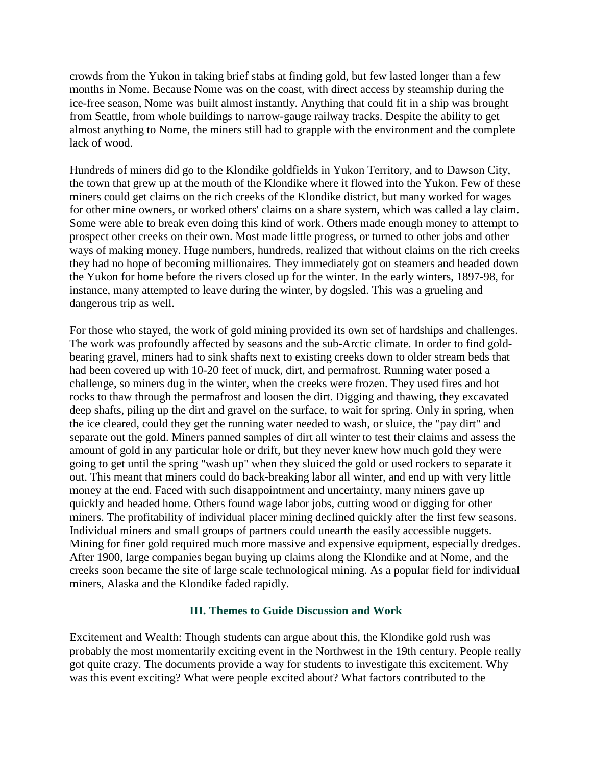crowds from the Yukon in taking brief stabs at finding gold, but few lasted longer than a few months in Nome. Because Nome was on the coast, with direct access by steamship during the ice-free season, Nome was built almost instantly. Anything that could fit in a ship was brought from Seattle, from whole buildings to narrow-gauge railway tracks. Despite the ability to get almost anything to Nome, the miners still had to grapple with the environment and the complete lack of wood.

Hundreds of miners did go to the Klondike goldfields in Yukon Territory, and to Dawson City, the town that grew up at the mouth of the Klondike where it flowed into the Yukon. Few of these miners could get claims on the rich creeks of the Klondike district, but many worked for wages for other mine owners, or worked others' claims on a share system, which was called a lay claim. Some were able to break even doing this kind of work. Others made enough money to attempt to prospect other creeks on their own. Most made little progress, or turned to other jobs and other ways of making money. Huge numbers, hundreds, realized that without claims on the rich creeks they had no hope of becoming millionaires. They immediately got on steamers and headed down the Yukon for home before the rivers closed up for the winter. In the early winters, 1897-98, for instance, many attempted to leave during the winter, by dogsled. This was a grueling and dangerous trip as well.

For those who stayed, the work of gold mining provided its own set of hardships and challenges. The work was profoundly affected by seasons and the sub-Arctic climate. In order to find gold-bearing gravel, miners had to sink shafts next to existing creeks down to older stream beds that had been covered up with 10-20 feet of muck, dirt, and permafrost. Running water posed a challenge, so miners dug in the winter, when the creeks were frozen. They used fires and hot rocks to thaw through the permafrost and loosen the dirt. Digging and thawing, they excavated deep shafts, piling up the dirt and gravel on the surface, to wait for spring. Only in spring, when the ice cleared, could they get the running water needed to wash, or sluice, the "pay dirt" and separate out the gold. Miners panned samples of dirt all winter to test their claims and assess the amount of gold in any particular hole or drift, but they never knew how much gold they were going to get until the spring "wash up" when they sluiced the gold or used rockers to separate it out. This meant that miners could do back-breaking labor all winter, and end up with very little money at the end. Faced with such disappointment and uncertainty, many miners gave up quickly and headed home. Others found wage labor jobs, cutting wood or digging for other miners. The profitability of individual placer mining declined quickly after the first few seasons. Individual miners and small groups of partners could unearth the easily accessible nuggets. Mining for finer gold required much more massive and expensive equipment, especially dredges. After 1900, large companies began buying up claims along the Klondike and at Nome, and the creeks soon became the site of large scale technological mining. As a popular field for individual miners, Alaska and the Klondike faded rapidly.

### III. Themes to Guide Discussion and Work

Excitement and Wealth: Though students can argue about this, the Klondike gold rush was probably the most momentarily exciting event in the Northwest in the 19th century. People really got quite crazy. The documents provide a way for students to investigate this excitement. Why was this event exciting? What were people excited about? What factors contributed to the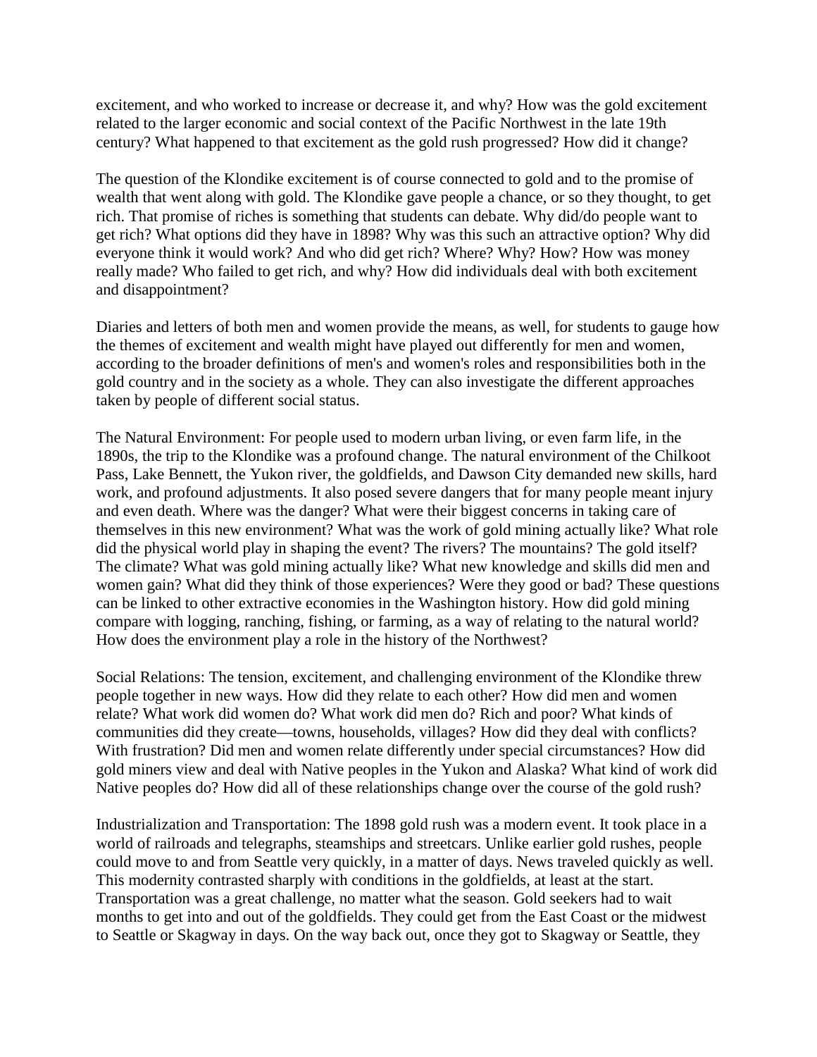excitement, and who worked to increase or decrease it, and why? How was the gold excitement related to the larger economic and social context of the Pacific Northwest in the late 19th century? What happened to that excitement as the gold rush progressed? How did it change?

The question of the Klondike excitement is of course connected to gold and to the promise of wealth that went along with gold. The Klondike gave people a chance, or so they thought, to get rich. That promise of riches is something that students can debate. Why did/do people want to get rich? What options did they have in 1898? Why was this such an attractive option? Why did everyone think it would work? And who did get rich? Where? Why? How? How was money really made? Who failed to get rich, and why? How did individuals deal with both excitement and disappointment?

Diaries and letters of both men and women provide the means, as well, for students to gauge how the themes of excitement and wealth might have played out differently for men and women, according to the broader definitions of men's and women's roles and responsibilities both in the gold country and in the society as a whole. They can also investigate the different approaches taken by people of different social status.

The Natural Environment: For people used to modern urban living, or even farm life, in the 1890s, the trip to the Klondike was a profound change. The natural environment of the Chilkoot Pass, Lake Bennett, the Yukon river, the goldfields, and Dawson City demanded new skills, hard work, and profound adjustments. It also posed severe dangers that for many people meant injury and even death. Where was the danger? What were their biggest concerns in taking care of themselves in this new environment? What was the work of gold mining actually like? What role did the physical world play in shaping the event? The rivers? The mountains? The gold itself? The climate? What was gold mining actually like? What new knowledge and skills did men and women gain? What did they think of those experiences? Were they good or bad? These questions can be linked to other extractive economies in the Washington history. How did gold mining compare with logging, ranching, fishing, or farming, as a way of relating to the natural world? How does the environment play a role in the history of the Northwest?

Social Relations: The tension, excitement, and challenging environment of the Klondike threw people together in new ways. How did they relate to each other? How did men and women relate? What work did women do? What work did men do? Rich and poor? What kinds of communities did they create—towns, households, villages? How did they deal with conflicts? With frustration? Did men and women relate differently under special circumstances? How did gold miners view and deal with Native peoples in the Yukon and Alaska? What kind of work did Native peoples do? How did all of these relationships change over the course of the gold rush?

Industrialization and Transportation: The 1898 gold rush was a modern event. It took place in a world of railroads and telegraphs, steamships and streetcars. Unlike earlier gold rushes, people could move to and from Seattle very quickly, in a matter of days. News traveled quickly as well. This modernity contrasted sharply with conditions in the goldfields, at least at the start. Transportation was a great challenge, no matter what the season. Gold seekers had to wait months to get into and out of the goldfields. They could get from the East Coast or the midwest to Seattle or Skagway in days. On the way back out, once they got to Skagway or Seattle, they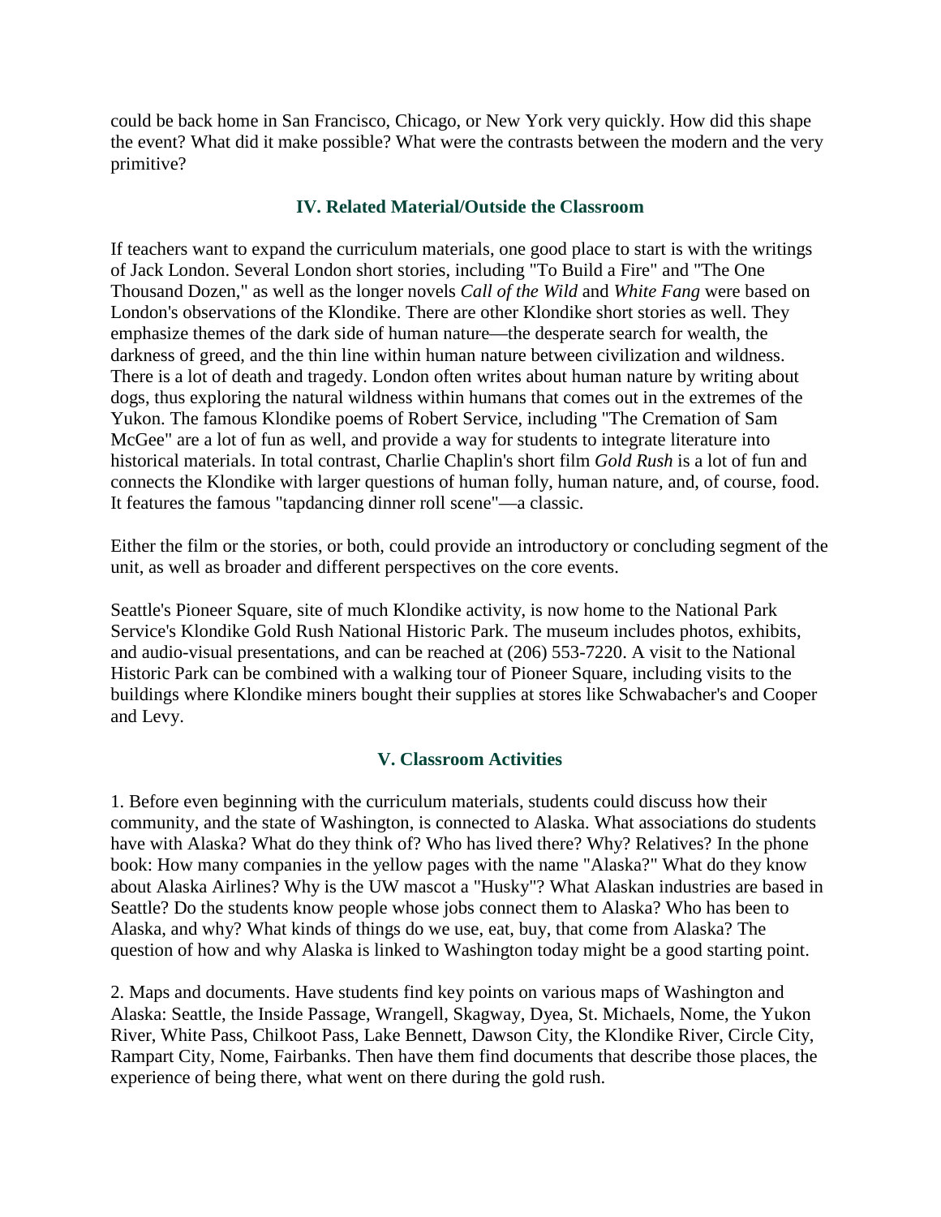could be back home in San Francisco, Chicago, or New York very quickly. How did this shape the event? What did it make possible? What were the contrasts between the modern and the very primitive?

## IV. Related Material/Outside the Classroom

If teachers want to expand the curriculum materials, one good place to start is with the writings of Jack London. Several London short stories, including "To Build a Fire" and "The One Thousand Dozen," as well as the longer novels *Call of the Wild* and *White Fang* were based on London's observations of the Klondike. There are other Klondike short stories as well. They emphasize themes of the dark side of human nature—the desperate search for wealth, the darkness of greed, and the thin line within human nature between civilization and wildness. There is a lot of death and tragedy. London often writes about human nature by writing about dogs, thus exploring the natural wildness within humans that comes out in the extremes of the Yukon. The famous Klondike poems of Robert Service, including "The Cremation of Sam McGee" are a lot of fun as well, and provide a way for students to integrate literature into historical materials. In total contrast, Charlie Chaplin's short film *Gold Rush* is a lot of fun and connects the Klondike with larger questions of human folly, human nature, and, of course, food. It features the famous "tapdancing dinner roll scene"—a classic.

Either the film or the stories, or both, could provide an introductory or concluding segment of the unit, as well as broader and different perspectives on the core events.

Seattle's Pioneer Square, site of much Klondike activity, is now home to the National Park Service's Klondike Gold Rush National Historic Park. The museum includes photos, exhibits, and audio-visual presentations, and can be reached at (206) 553-7220. A visit to the National Historic Park can be combined with a walking tour of Pioneer Square, including visits to the buildings where Klondike miners bought their supplies at stores like Schwabacher's and Cooper and Levy.

## V. Classroom Activities

1. Before even beginning with the curriculum materials, students could discuss how their community, and the state of Washington, is connected to Alaska. What associations do students have with Alaska? What do they think of? Who has lived there? Why? Relatives? In the phone book: How many companies in the yellow pages with the name "Alaska?" What do they know about Alaska Airlines? Why is the UW mascot a "Husky"? What Alaskan industries are based in Seattle? Do the students know people whose jobs connect them to Alaska? Who has been to Alaska, and why? What kinds of things do we use, eat, buy, that come from Alaska? The question of how and why Alaska is linked to Washington today might be a good starting point.

2. Maps and documents. Have students find key points on various maps of Washington and Alaska: Seattle, the Inside Passage, Wrangell, Skagway, Dyea, St. Michaels, Nome, the Yukon River, White Pass, Chilkoot Pass, Lake Bennett, Dawson City, the Klondike River, Circle City, Rampart City, Nome, Fairbanks. Then have them find documents that describe those places, the experience of being there, what went on there during the gold rush.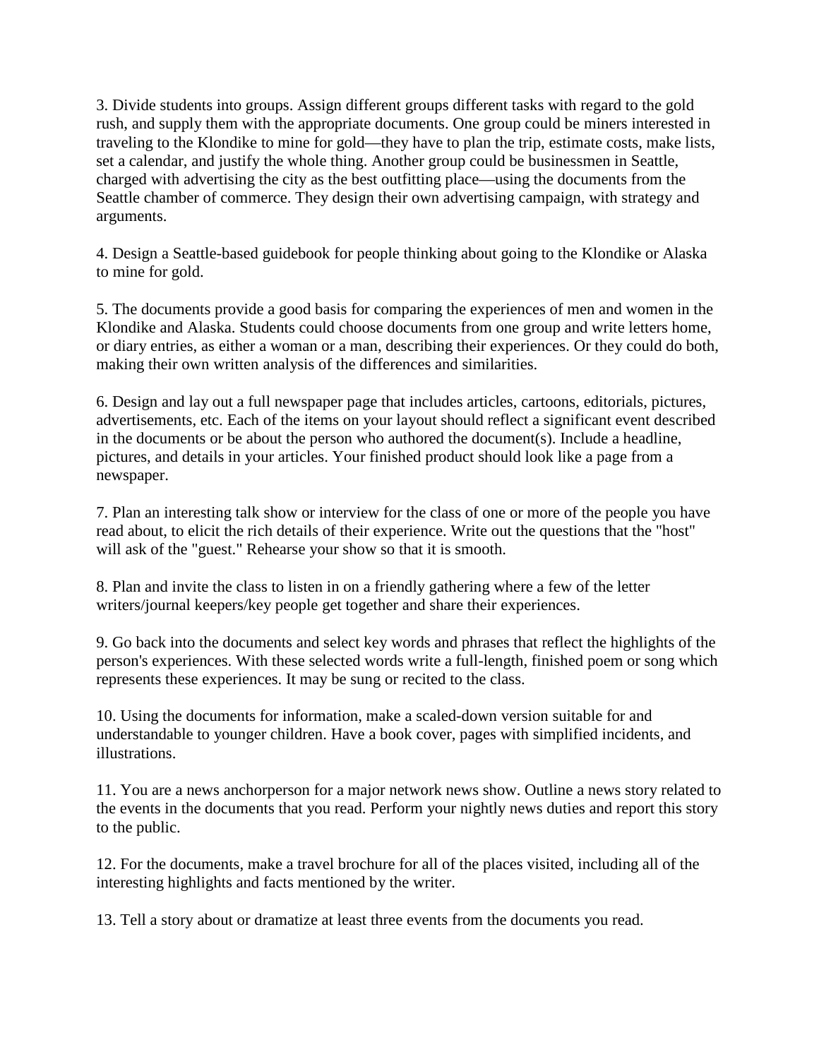3. Divide students into groups. Assign different groups different tasks with regard to the gold rush, and supply them with the appropriate documents. One group could be miners interested in traveling to the Klondike to mine for gold—they have to plan the trip, estimate costs, make lists, set a calendar, and justify the whole thing. Another group could be businessmen in Seattle, charged with advertising the city as the best outfitting place—using the documents from the Seattle chamber of commerce. They design their own advertising campaign, with strategy and arguments.

4. Design a Seattle-based guidebook for people thinking about going to the Klondike or Alaska to mine for gold.

5. The documents provide a good basis for comparing the experiences of men and women in the Klondike and Alaska. Students could choose documents from one group and write letters home, or diary entries, as either a woman or a man, describing their experiences. Or they could do both, making their own written analysis of the differences and similarities.

6. Design and lay out a full newspaper page that includes articles, cartoons, editorials, pictures, advertisements, etc. Each of the items on your layout should reflect a significant event described in the documents or be about the person who authored the document(s). Include a headline, pictures, and details in your articles. Your finished product should look like a page from a newspaper.

7. Plan an interesting talk show or interview for the class of one or more of the people you have read about, to elicit the rich details of their experience. Write out the questions that the "host" will ask of the "guest." Rehearse your show so that it is smooth.

8. Plan and invite the class to listen in on a friendly gathering where a few of the letter writers/journal keepers/key people get together and share their experiences.

9. Go back into the documents and select key words and phrases that reflect the highlights of the person's experiences. With these selected words write a full-length, finished poem or song which represents these experiences. It may be sung or recited to the class.

10. Using the documents for information, make a scaled-down version suitable for and understandable to younger children. Have a book cover, pages with simplified incidents, and illustrations.

11. You are a news anchorperson for a major network news show. Outline a news story related to the events in the documents that you read. Perform your nightly news duties and report this story to the public.

12. For the documents, make a travel brochure for all of the places visited, including all of the interesting highlights and facts mentioned by the writer.

13. Tell a story about or dramatize at least three events from the documents you read.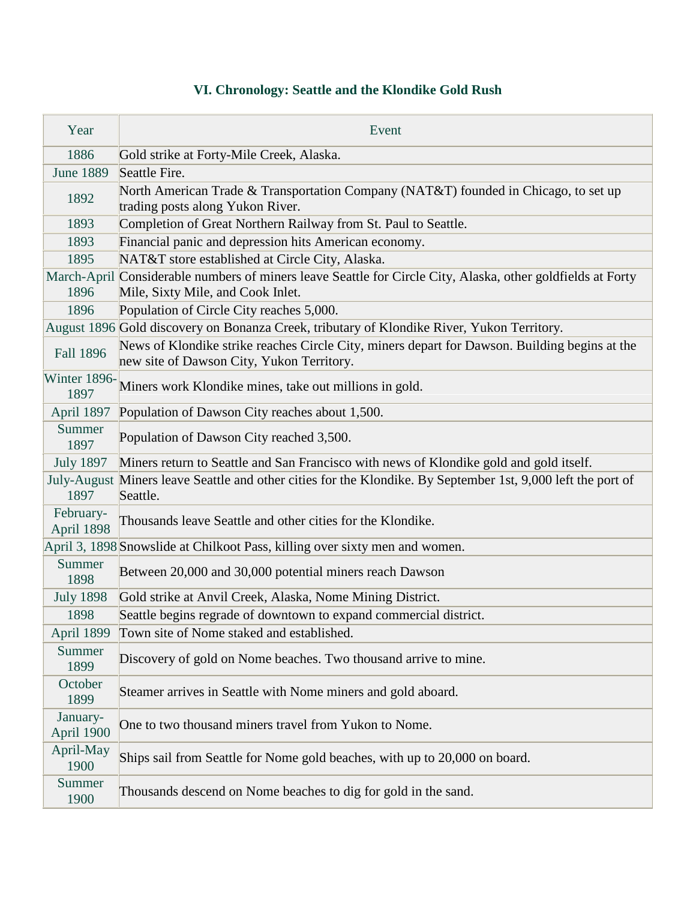### VI. Chronology: Seattle and the Klondike Gold Rush

| Year | Event |
| --- | --- |
| 1886 | Gold strike at Forty-Mile Creek, Alaska. |
| June 1889 | Seattle Fire. |
| 1892 | North American Trade & Transportation Company (NAT&T) founded in Chicago, to set up trading posts along Yukon River. |
| 1893 | Completion of Great Northern Railway from St. Paul to Seattle. |
| 1893 | Financial panic and depression hits American economy. |
| 1895 | NAT&T store established at Circle City, Alaska. |
| March-April 1896 | Considerable numbers of miners leave Seattle for Circle City, Alaska, other goldfields at Forty Mile, Sixty Mile, and Cook Inlet. |
| 1896 | Population of Circle City reaches 5,000. |
| August 1896 | Gold discovery on Bonanza Creek, tributary of Klondike River, Yukon Territory. |
| Fall 1896 | News of Klondike strike reaches Circle City, miners depart for Dawson. Building begins at the new site of Dawson City, Yukon Territory. |
| Winter 1896-1897 | Miners work Klondike mines, take out millions in gold. |
| April 1897 | Population of Dawson City reaches about 1,500. |
| Summer 1897 | Population of Dawson City reached 3,500. |
| July 1897 | Miners return to Seattle and San Francisco with news of Klondike gold and gold itself. |
| July-August 1897 | Miners leave Seattle and other cities for the Klondike. By September 1st, 9,000 left the port of Seattle. |
| February-April 1898 | Thousands leave Seattle and other cities for the Klondike. |
| April 3, 1898 | Snowslide at Chilkoot Pass, killing over sixty men and women. |
| Summer 1898 | Between 20,000 and 30,000 potential miners reach Dawson |
| July 1898 | Gold strike at Anvil Creek, Alaska, Nome Mining District. |
| 1898 | Seattle begins regrade of downtown to expand commercial district. |
| April 1899 | Town site of Nome staked and established. |
| Summer 1899 | Discovery of gold on Nome beaches. Two thousand arrive to mine. |
| October 1899 | Steamer arrives in Seattle with Nome miners and gold aboard. |
| January-April 1900 | One to two thousand miners travel from Yukon to Nome. |
| April-May 1900 | Ships sail from Seattle for Nome gold beaches, with up to 20,000 on board. |
| Summer 1900 | Thousands descend on Nome beaches to dig for gold in the sand. |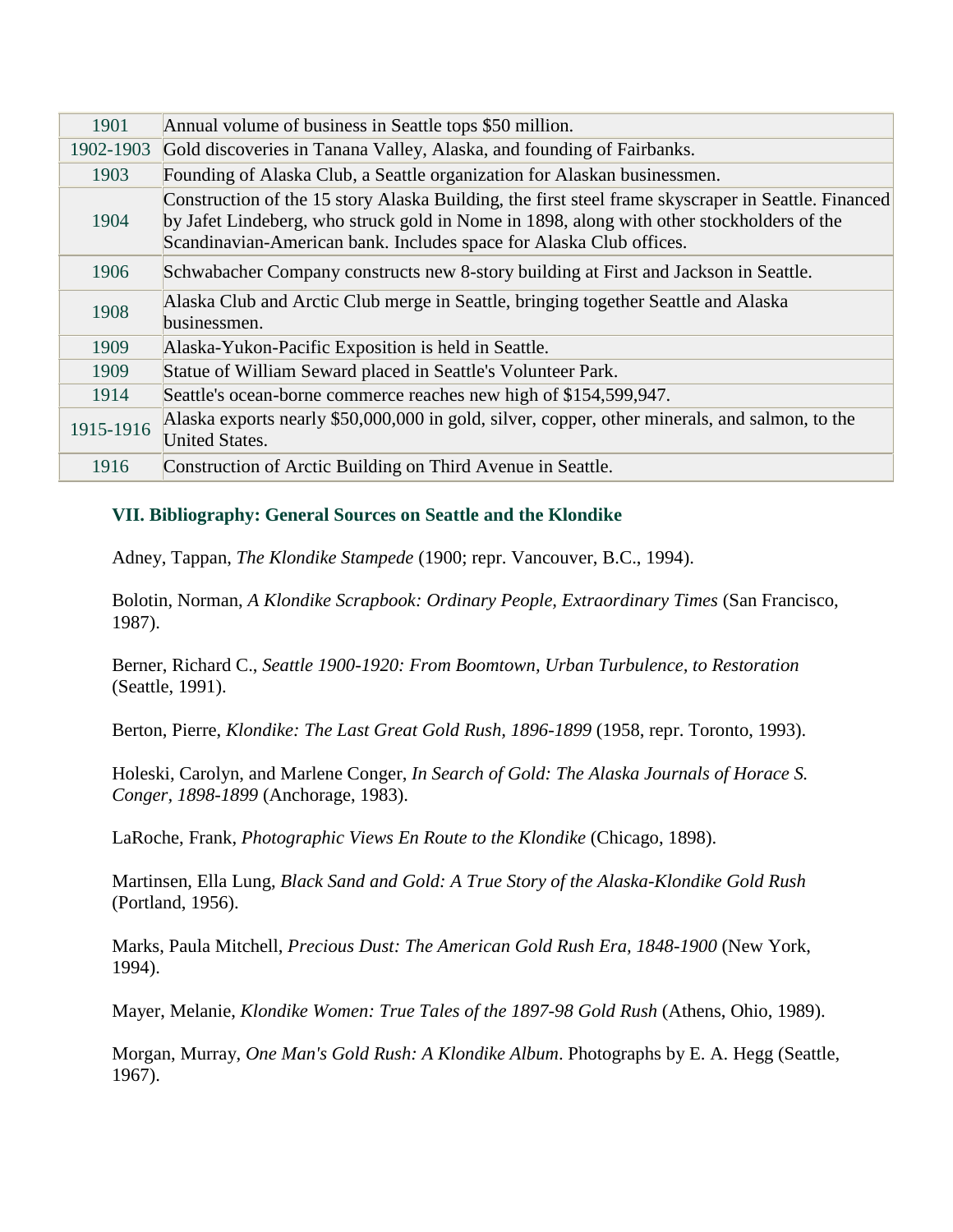| 1901 | Annual volume of business in Seattle tops $50 million. |
|---|---|
| 1902-1903 | Gold discoveries in Tanana Valley, Alaska, and founding of Fairbanks. |
| 1903 | Founding of Alaska Club, a Seattle organization for Alaskan businessmen. |
| 1904 | Construction of the 15 story Alaska Building, the first steel frame skyscraper in Seattle. Financed by Jafet Lindeberg, who struck gold in Nome in 1898, along with other stockholders of the Scandinavian-American bank. Includes space for Alaska Club offices. |
| 1906 | Schwabacher Company constructs new 8-story building at First and Jackson in Seattle. |
| 1908 | Alaska Club and Arctic Club merge in Seattle, bringing together Seattle and Alaska businessmen. |
| 1909 | Alaska-Yukon-Pacific Exposition is held in Seattle. |
| 1909 | Statue of William Seward placed in Seattle's Volunteer Park. |
| 1914 | Seattle's ocean-borne commerce reaches new high of $154,599,947. |
| 1915-1916 | Alaska exports nearly $50,000,000 in gold, silver, copper, other minerals, and salmon, to the United States. |
| 1916 | Construction of Arctic Building on Third Avenue in Seattle. |

### VII. Bibliography: General Sources on Seattle and the Klondike

Adney, Tappan, *The Klondike Stampede* (1900; repr. Vancouver, B.C., 1994).

Bolotin, Norman, *A Klondike Scrapbook: Ordinary People, Extraordinary Times* (San Francisco, 1987).

Berner, Richard C., *Seattle 1900-1920: From Boomtown, Urban Turbulence, to Restoration* (Seattle, 1991).

Berton, Pierre, *Klondike: The Last Great Gold Rush, 1896-1899* (1958, repr. Toronto, 1993).

Holeski, Carolyn, and Marlene Conger, *In Search of Gold: The Alaska Journals of Horace S. Conger, 1898-1899* (Anchorage, 1983).

LaRoche, Frank, *Photographic Views En Route to the Klondike* (Chicago, 1898).

Martinsen, Ella Lung, *Black Sand and Gold: A True Story of the Alaska-Klondike Gold Rush* (Portland, 1956).

Marks, Paula Mitchell, *Precious Dust: The American Gold Rush Era, 1848-1900* (New York, 1994).

Mayer, Melanie, *Klondike Women: True Tales of the 1897-98 Gold Rush* (Athens, Ohio, 1989).

Morgan, Murray, *One Man's Gold Rush: A Klondike Album*. Photographs by E. A. Hegg (Seattle, 1967).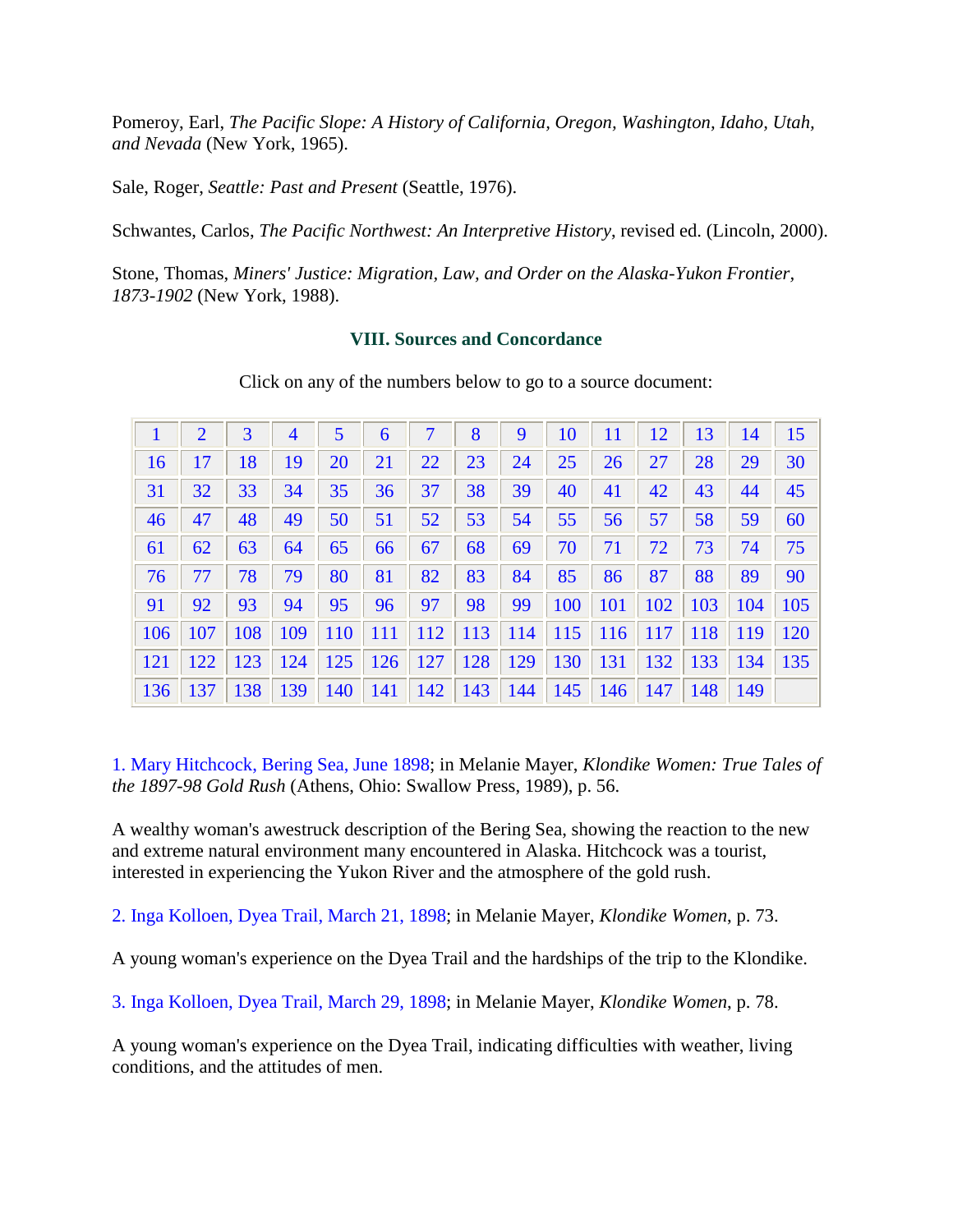Pomeroy, Earl, *The Pacific Slope: A History of California, Oregon, Washington, Idaho, Utah, and Nevada* (New York, 1965).

Sale, Roger, *Seattle: Past and Present* (Seattle, 1976).

Schwantes, Carlos, *The Pacific Northwest: An Interpretive History*, revised ed. (Lincoln, 2000).

Stone, Thomas, *Miners' Justice: Migration, Law, and Order on the Alaska-Yukon Frontier, 1873-1902* (New York, 1988).

### VIII. Sources and Concordance

Click on any of the numbers below to go to a source document:

| 1 | 2 | 3 | 4 | 5 | 6 | 7 | 8 | 9 | 10 | 11 | 12 | 13 | 14 | 15 |
|---|---|---|---|---|---|---|---|---|---|---|---|---|---|---|
| 16 | 17 | 18 | 19 | 20 | 21 | 22 | 23 | 24 | 25 | 26 | 27 | 28 | 29 | 30 |
| 31 | 32 | 33 | 34 | 35 | 36 | 37 | 38 | 39 | 40 | 41 | 42 | 43 | 44 | 45 |
| 46 | 47 | 48 | 49 | 50 | 51 | 52 | 53 | 54 | 55 | 56 | 57 | 58 | 59 | 60 |
| 61 | 62 | 63 | 64 | 65 | 66 | 67 | 68 | 69 | 70 | 71 | 72 | 73 | 74 | 75 |
| 76 | 77 | 78 | 79 | 80 | 81 | 82 | 83 | 84 | 85 | 86 | 87 | 88 | 89 | 90 |
| 91 | 92 | 93 | 94 | 95 | 96 | 97 | 98 | 99 | 100 | 101 | 102 | 103 | 104 | 105 |
| 106 | 107 | 108 | 109 | 110 | 111 | 112 | 113 | 114 | 115 | 116 | 117 | 118 | 119 | 120 |
| 121 | 122 | 123 | 124 | 125 | 126 | 127 | 128 | 129 | 130 | 131 | 132 | 133 | 134 | 135 |
| 136 | 137 | 138 | 139 | 140 | 141 | 142 | 143 | 144 | 145 | 146 | 147 | 148 | 149 | |

1. Mary Hitchcock, Bering Sea, June 1898; in Melanie Mayer, *Klondike Women: True Tales of the 1897-98 Gold Rush* (Athens, Ohio: Swallow Press, 1989), p. 56.

A wealthy woman's awestruck description of the Bering Sea, showing the reaction to the new and extreme natural environment many encountered in Alaska. Hitchcock was a tourist, interested in experiencing the Yukon River and the atmosphere of the gold rush.

2. Inga Kolloen, Dyea Trail, March 21, 1898; in Melanie Mayer, *Klondike Women*, p. 73.

A young woman's experience on the Dyea Trail and the hardships of the trip to the Klondike.

3. Inga Kolloen, Dyea Trail, March 29, 1898; in Melanie Mayer, *Klondike Women*, p. 78.

A young woman's experience on the Dyea Trail, indicating difficulties with weather, living conditions, and the attitudes of men.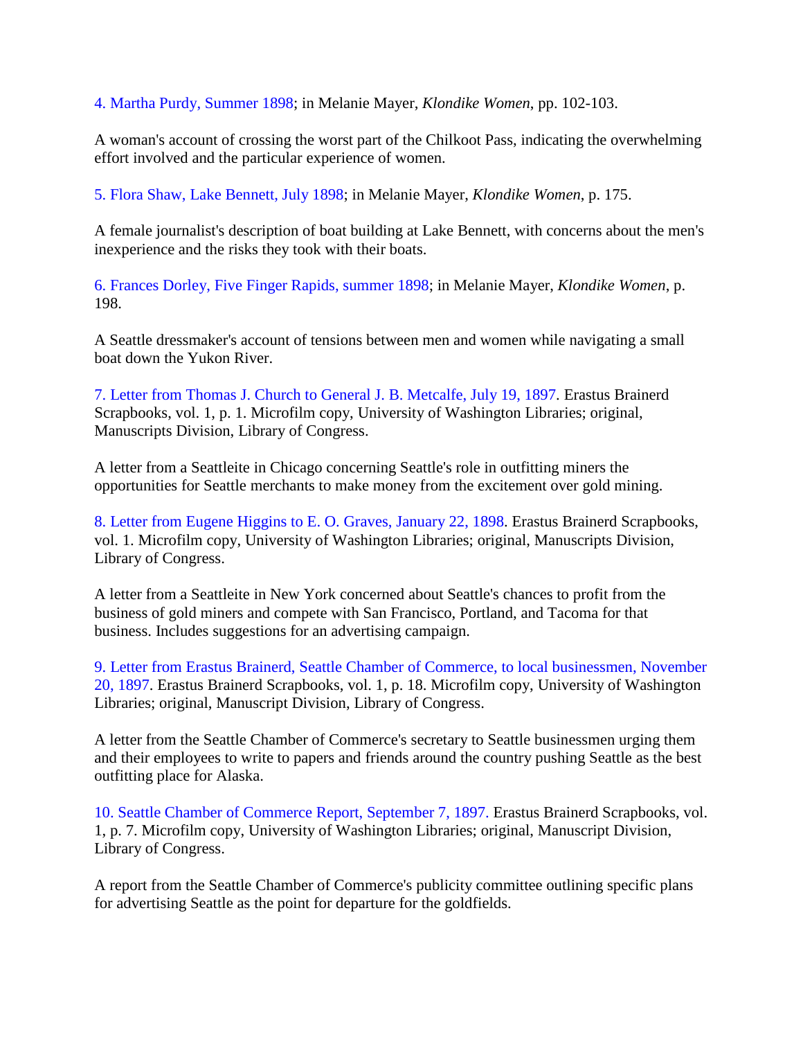4. Martha Purdy, Summer 1898; in Melanie Mayer, *Klondike Women*, pp. 102-103.

A woman's account of crossing the worst part of the Chilkoot Pass, indicating the overwhelming effort involved and the particular experience of women.

5. Flora Shaw, Lake Bennett, July 1898; in Melanie Mayer, *Klondike Women*, p. 175.

A female journalist's description of boat building at Lake Bennett, with concerns about the men's inexperience and the risks they took with their boats.

6. Frances Dorley, Five Finger Rapids, summer 1898; in Melanie Mayer, *Klondike Women*, p. 198.

A Seattle dressmaker's account of tensions between men and women while navigating a small boat down the Yukon River.

7. Letter from Thomas J. Church to General J. B. Metcalfe, July 19, 1897. Erastus Brainerd Scrapbooks, vol. 1, p. 1. Microfilm copy, University of Washington Libraries; original, Manuscripts Division, Library of Congress.

A letter from a Seattleite in Chicago concerning Seattle's role in outfitting miners the opportunities for Seattle merchants to make money from the excitement over gold mining.

8. Letter from Eugene Higgins to E. O. Graves, January 22, 1898. Erastus Brainerd Scrapbooks, vol. 1. Microfilm copy, University of Washington Libraries; original, Manuscripts Division, Library of Congress.

A letter from a Seattleite in New York concerned about Seattle's chances to profit from the business of gold miners and compete with San Francisco, Portland, and Tacoma for that business. Includes suggestions for an advertising campaign.

9. Letter from Erastus Brainerd, Seattle Chamber of Commerce, to local businessmen, November 20, 1897. Erastus Brainerd Scrapbooks, vol. 1, p. 18. Microfilm copy, University of Washington Libraries; original, Manuscript Division, Library of Congress.

A letter from the Seattle Chamber of Commerce's secretary to Seattle businessmen urging them and their employees to write to papers and friends around the country pushing Seattle as the best outfitting place for Alaska.

10. Seattle Chamber of Commerce Report, September 7, 1897. Erastus Brainerd Scrapbooks, vol. 1, p. 7. Microfilm copy, University of Washington Libraries; original, Manuscript Division, Library of Congress.

A report from the Seattle Chamber of Commerce's publicity committee outlining specific plans for advertising Seattle as the point for departure for the goldfields.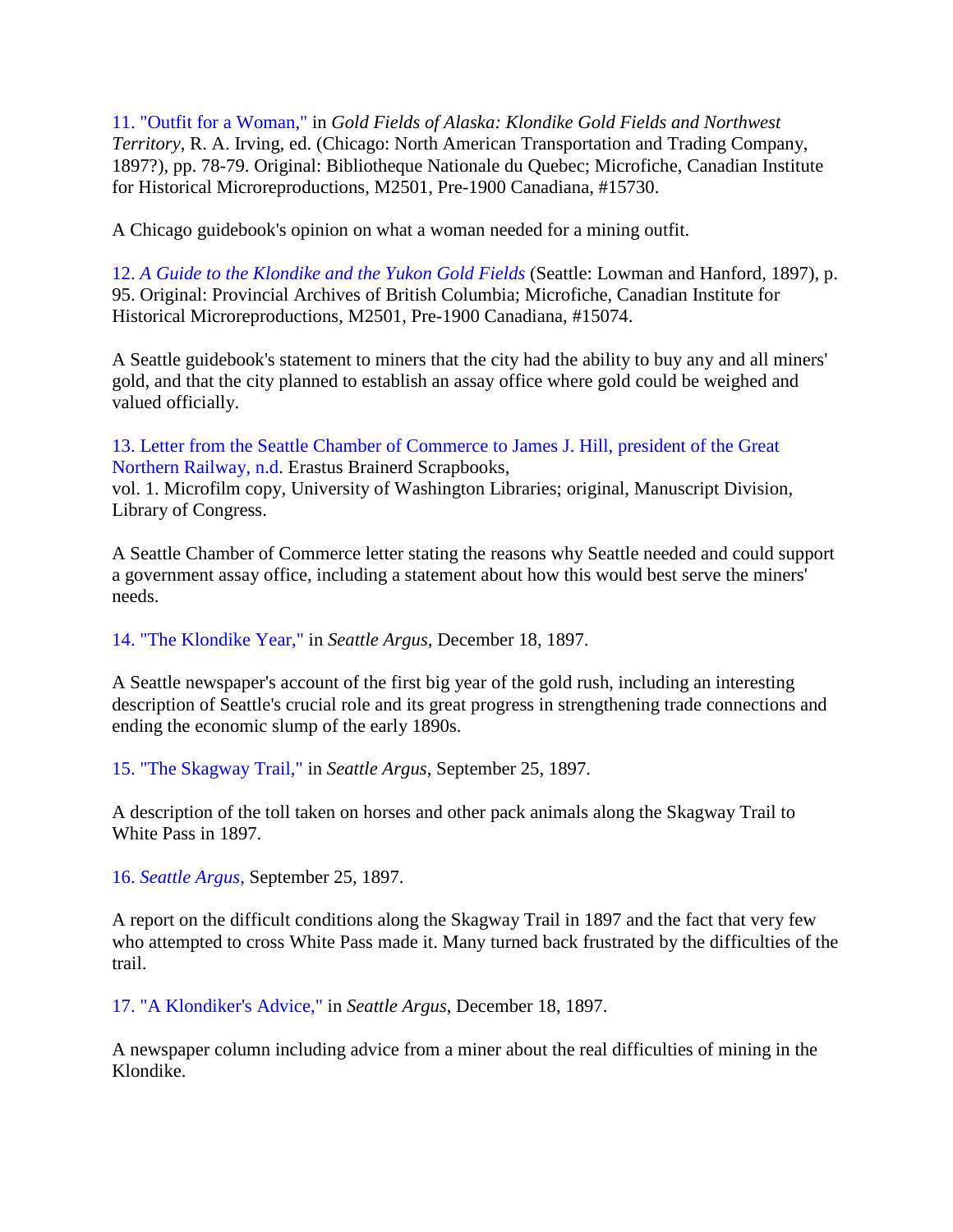11. "Outfit for a Woman," in *Gold Fields of Alaska: Klondike Gold Fields and Northwest Territory*, R. A. Irving, ed. (Chicago: North American Transportation and Trading Company, 1897?), pp. 78-79. Original: Bibliotheque Nationale du Quebec; Microfiche, Canadian Institute for Historical Microreproductions, M2501, Pre-1900 Canadiana, #15730.

A Chicago guidebook's opinion on what a woman needed for a mining outfit.

12. *A Guide to the Klondike and the Yukon Gold Fields* (Seattle: Lowman and Hanford, 1897), p. 95. Original: Provincial Archives of British Columbia; Microfiche, Canadian Institute for Historical Microreproductions, M2501, Pre-1900 Canadiana, #15074.

A Seattle guidebook's statement to miners that the city had the ability to buy any and all miners' gold, and that the city planned to establish an assay office where gold could be weighed and valued officially.

13. Letter from the Seattle Chamber of Commerce to James J. Hill, president of the Great Northern Railway, n.d. Erastus Brainerd Scrapbooks,
vol. 1. Microfilm copy, University of Washington Libraries; original, Manuscript Division, Library of Congress.

A Seattle Chamber of Commerce letter stating the reasons why Seattle needed and could support a government assay office, including a statement about how this would best serve the miners' needs.

14. "The Klondike Year," in *Seattle Argus*, December 18, 1897.

A Seattle newspaper's account of the first big year of the gold rush, including an interesting description of Seattle's crucial role and its great progress in strengthening trade connections and ending the economic slump of the early 1890s.

15. "The Skagway Trail," in *Seattle Argus*, September 25, 1897.

A description of the toll taken on horses and other pack animals along the Skagway Trail to White Pass in 1897.

16. *Seattle Argus*, September 25, 1897.

A report on the difficult conditions along the Skagway Trail in 1897 and the fact that very few who attempted to cross White Pass made it. Many turned back frustrated by the difficulties of the trail.

17. "A Klondiker's Advice," in *Seattle Argus*, December 18, 1897.

A newspaper column including advice from a miner about the real difficulties of mining in the Klondike.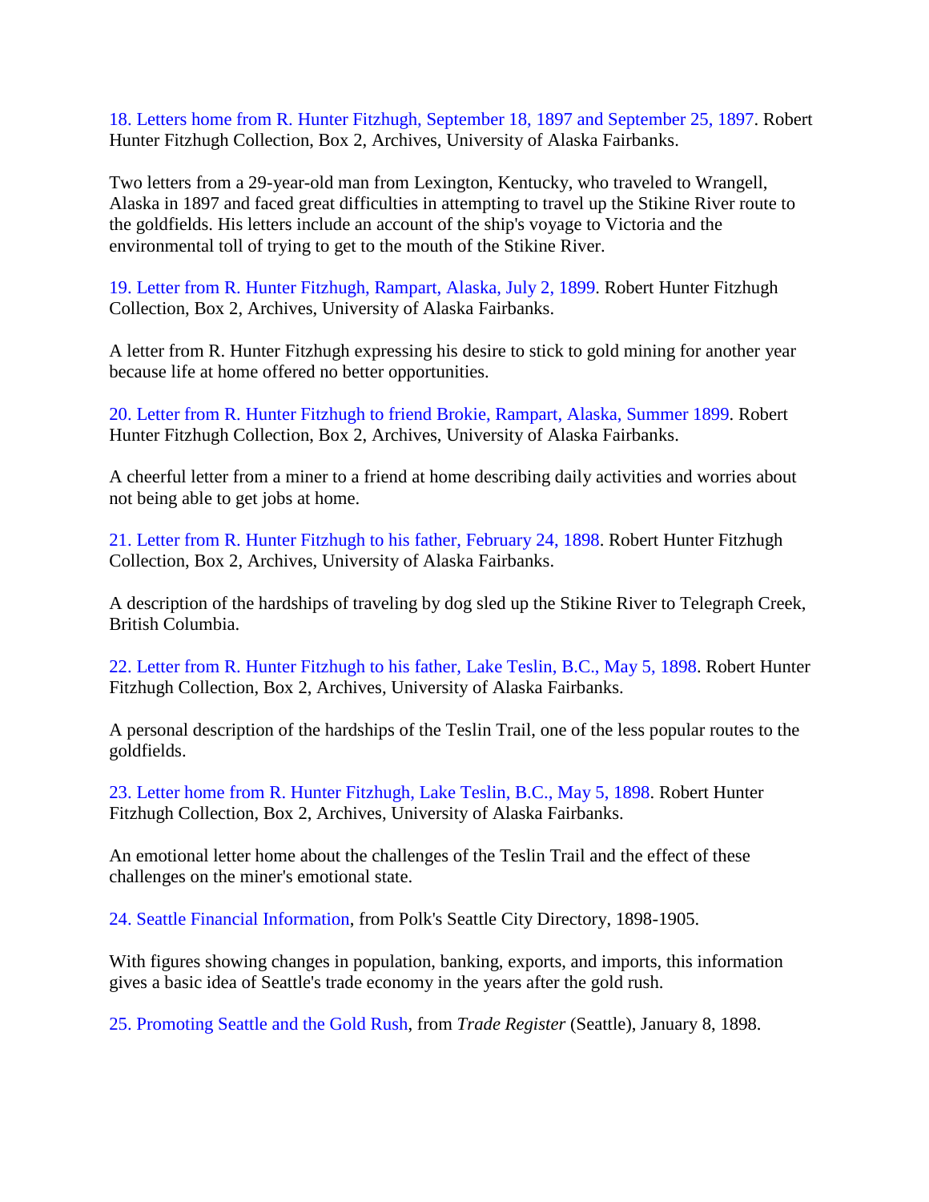18. Letters home from R. Hunter Fitzhugh, September 18, 1897 and September 25, 1897. Robert Hunter Fitzhugh Collection, Box 2, Archives, University of Alaska Fairbanks.

Two letters from a 29-year-old man from Lexington, Kentucky, who traveled to Wrangell, Alaska in 1897 and faced great difficulties in attempting to travel up the Stikine River route to the goldfields. His letters include an account of the ship's voyage to Victoria and the environmental toll of trying to get to the mouth of the Stikine River.

19. Letter from R. Hunter Fitzhugh, Rampart, Alaska, July 2, 1899. Robert Hunter Fitzhugh Collection, Box 2, Archives, University of Alaska Fairbanks.

A letter from R. Hunter Fitzhugh expressing his desire to stick to gold mining for another year because life at home offered no better opportunities.

20. Letter from R. Hunter Fitzhugh to friend Brokie, Rampart, Alaska, Summer 1899. Robert Hunter Fitzhugh Collection, Box 2, Archives, University of Alaska Fairbanks.

A cheerful letter from a miner to a friend at home describing daily activities and worries about not being able to get jobs at home.

21. Letter from R. Hunter Fitzhugh to his father, February 24, 1898. Robert Hunter Fitzhugh Collection, Box 2, Archives, University of Alaska Fairbanks.

A description of the hardships of traveling by dog sled up the Stikine River to Telegraph Creek, British Columbia.

22. Letter from R. Hunter Fitzhugh to his father, Lake Teslin, B.C., May 5, 1898. Robert Hunter Fitzhugh Collection, Box 2, Archives, University of Alaska Fairbanks.

A personal description of the hardships of the Teslin Trail, one of the less popular routes to the goldfields.

23. Letter home from R. Hunter Fitzhugh, Lake Teslin, B.C., May 5, 1898. Robert Hunter Fitzhugh Collection, Box 2, Archives, University of Alaska Fairbanks.

An emotional letter home about the challenges of the Teslin Trail and the effect of these challenges on the miner's emotional state.

24. Seattle Financial Information, from Polk's Seattle City Directory, 1898-1905.

With figures showing changes in population, banking, exports, and imports, this information gives a basic idea of Seattle's trade economy in the years after the gold rush.

25. Promoting Seattle and the Gold Rush, from *Trade Register* (Seattle), January 8, 1898.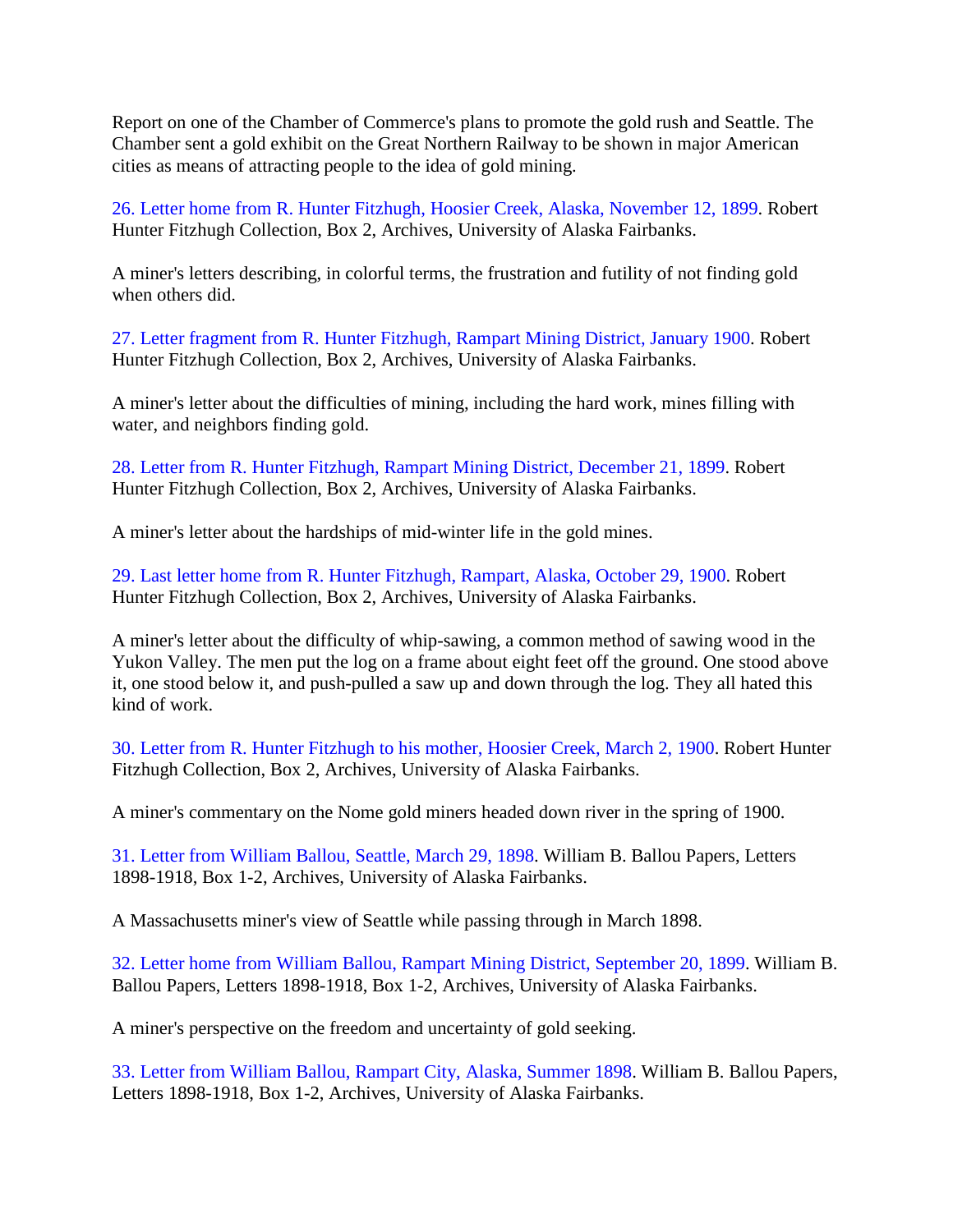Report on one of the Chamber of Commerce's plans to promote the gold rush and Seattle. The Chamber sent a gold exhibit on the Great Northern Railway to be shown in major American cities as means of attracting people to the idea of gold mining.

26. Letter home from R. Hunter Fitzhugh, Hoosier Creek, Alaska, November 12, 1899. Robert Hunter Fitzhugh Collection, Box 2, Archives, University of Alaska Fairbanks.

A miner's letters describing, in colorful terms, the frustration and futility of not finding gold when others did.

27. Letter fragment from R. Hunter Fitzhugh, Rampart Mining District, January 1900. Robert Hunter Fitzhugh Collection, Box 2, Archives, University of Alaska Fairbanks.

A miner's letter about the difficulties of mining, including the hard work, mines filling with water, and neighbors finding gold.

28. Letter from R. Hunter Fitzhugh, Rampart Mining District, December 21, 1899. Robert Hunter Fitzhugh Collection, Box 2, Archives, University of Alaska Fairbanks.

A miner's letter about the hardships of mid-winter life in the gold mines.

29. Last letter home from R. Hunter Fitzhugh, Rampart, Alaska, October 29, 1900. Robert Hunter Fitzhugh Collection, Box 2, Archives, University of Alaska Fairbanks.

A miner's letter about the difficulty of whip-sawing, a common method of sawing wood in the Yukon Valley. The men put the log on a frame about eight feet off the ground. One stood above it, one stood below it, and push-pulled a saw up and down through the log. They all hated this kind of work.

30. Letter from R. Hunter Fitzhugh to his mother, Hoosier Creek, March 2, 1900. Robert Hunter Fitzhugh Collection, Box 2, Archives, University of Alaska Fairbanks.

A miner's commentary on the Nome gold miners headed down river in the spring of 1900.

31. Letter from William Ballou, Seattle, March 29, 1898. William B. Ballou Papers, Letters 1898-1918, Box 1-2, Archives, University of Alaska Fairbanks.

A Massachusetts miner's view of Seattle while passing through in March 1898.

32. Letter home from William Ballou, Rampart Mining District, September 20, 1899. William B. Ballou Papers, Letters 1898-1918, Box 1-2, Archives, University of Alaska Fairbanks.

A miner's perspective on the freedom and uncertainty of gold seeking.

33. Letter from William Ballou, Rampart City, Alaska, Summer 1898. William B. Ballou Papers, Letters 1898-1918, Box 1-2, Archives, University of Alaska Fairbanks.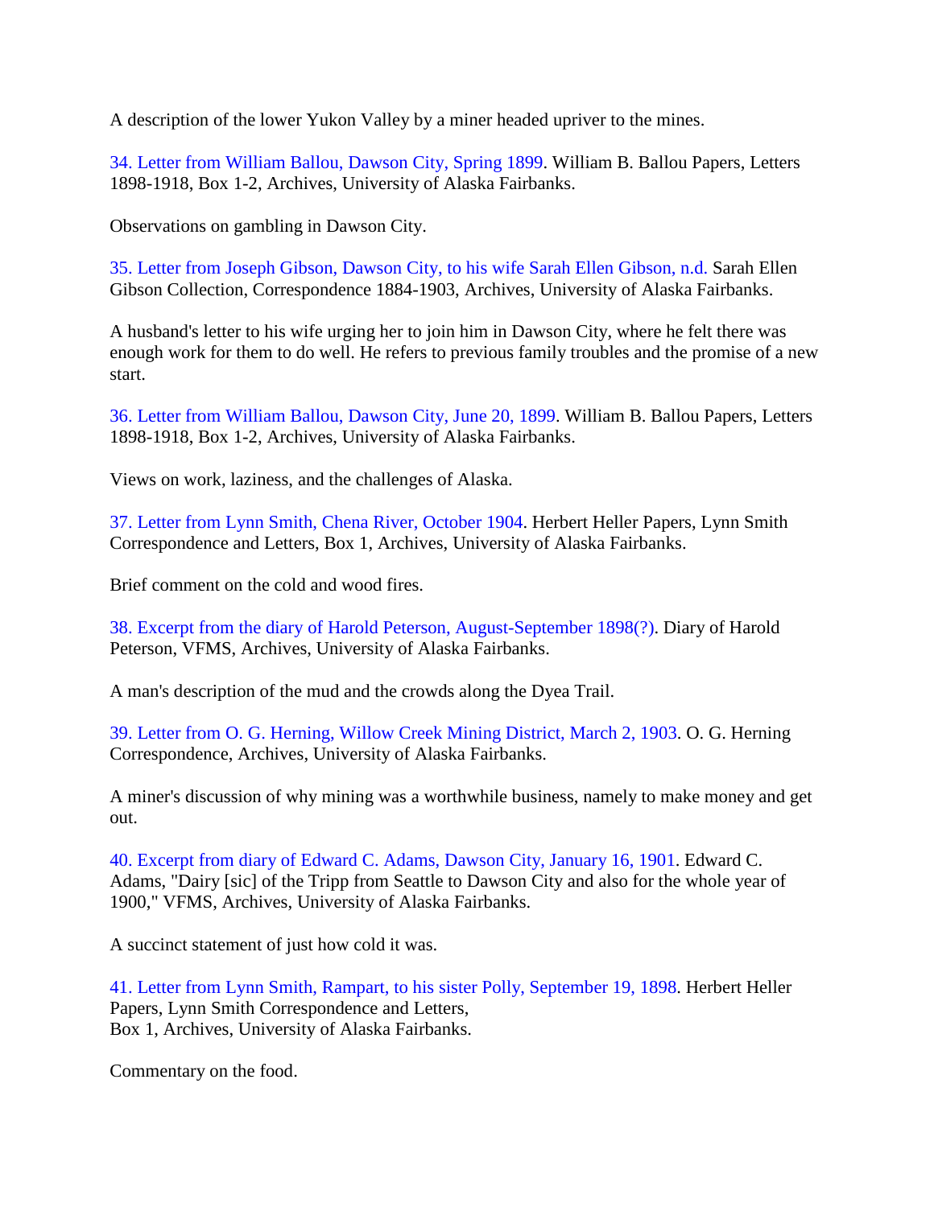A description of the lower Yukon Valley by a miner headed upriver to the mines.

34. Letter from William Ballou, Dawson City, Spring 1899. William B. Ballou Papers, Letters 1898-1918, Box 1-2, Archives, University of Alaska Fairbanks.

Observations on gambling in Dawson City.

35. Letter from Joseph Gibson, Dawson City, to his wife Sarah Ellen Gibson, n.d. Sarah Ellen Gibson Collection, Correspondence 1884-1903, Archives, University of Alaska Fairbanks.

A husband's letter to his wife urging her to join him in Dawson City, where he felt there was enough work for them to do well. He refers to previous family troubles and the promise of a new start.

36. Letter from William Ballou, Dawson City, June 20, 1899. William B. Ballou Papers, Letters 1898-1918, Box 1-2, Archives, University of Alaska Fairbanks.

Views on work, laziness, and the challenges of Alaska.

37. Letter from Lynn Smith, Chena River, October 1904. Herbert Heller Papers, Lynn Smith Correspondence and Letters, Box 1, Archives, University of Alaska Fairbanks.

Brief comment on the cold and wood fires.

38. Excerpt from the diary of Harold Peterson, August-September 1898(?). Diary of Harold Peterson, VFMS, Archives, University of Alaska Fairbanks.

A man's description of the mud and the crowds along the Dyea Trail.

39. Letter from O. G. Herning, Willow Creek Mining District, March 2, 1903. O. G. Herning Correspondence, Archives, University of Alaska Fairbanks.

A miner's discussion of why mining was a worthwhile business, namely to make money and get out.

40. Excerpt from diary of Edward C. Adams, Dawson City, January 16, 1901. Edward C. Adams, "Dairy [sic] of the Tripp from Seattle to Dawson City and also for the whole year of 1900," VFMS, Archives, University of Alaska Fairbanks.

A succinct statement of just how cold it was.

41. Letter from Lynn Smith, Rampart, to his sister Polly, September 19, 1898. Herbert Heller Papers, Lynn Smith Correspondence and Letters, Box 1, Archives, University of Alaska Fairbanks.

Commentary on the food.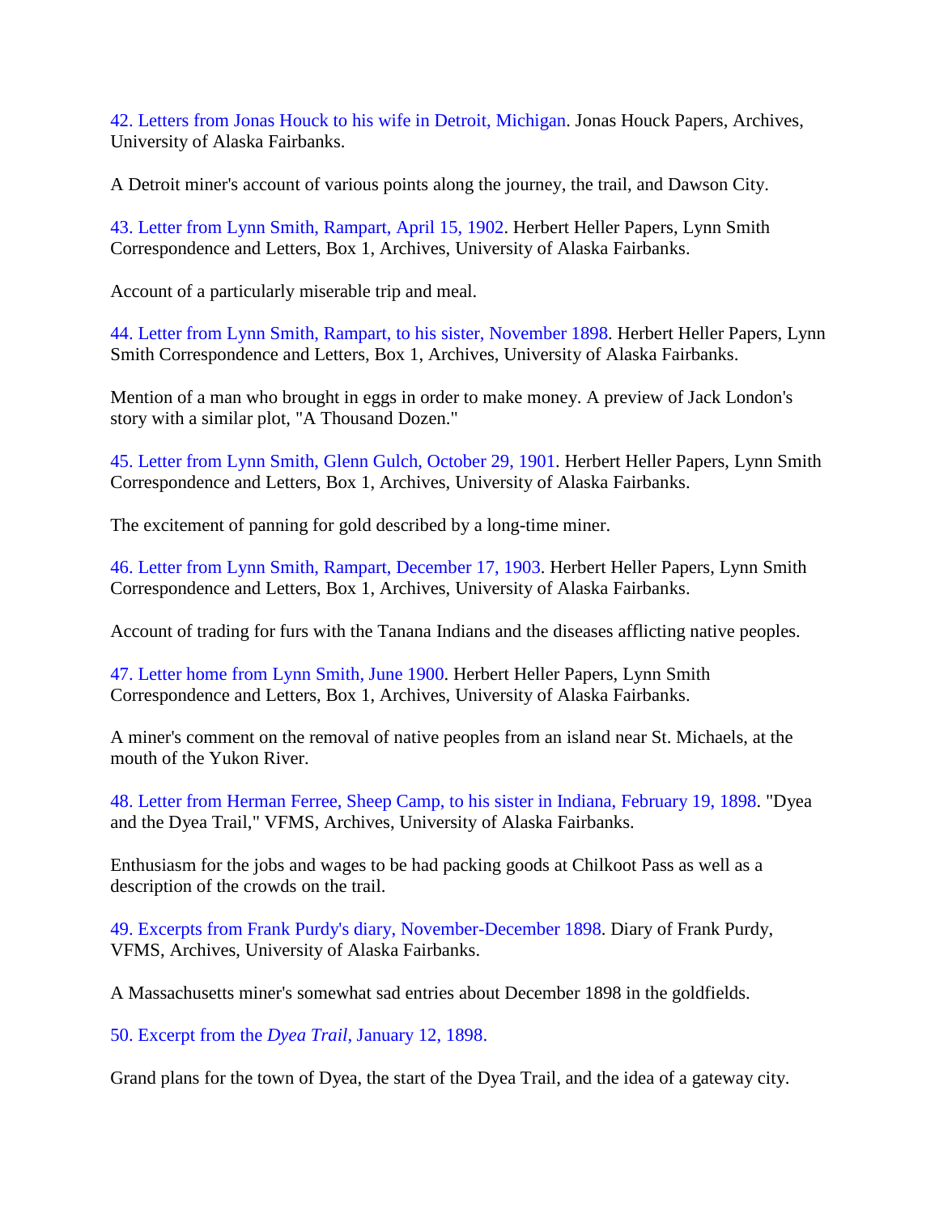42. Letters from Jonas Houck to his wife in Detroit, Michigan. Jonas Houck Papers, Archives, University of Alaska Fairbanks.

A Detroit miner's account of various points along the journey, the trail, and Dawson City.

43. Letter from Lynn Smith, Rampart, April 15, 1902. Herbert Heller Papers, Lynn Smith Correspondence and Letters, Box 1, Archives, University of Alaska Fairbanks.

Account of a particularly miserable trip and meal.

44. Letter from Lynn Smith, Rampart, to his sister, November 1898. Herbert Heller Papers, Lynn Smith Correspondence and Letters, Box 1, Archives, University of Alaska Fairbanks.

Mention of a man who brought in eggs in order to make money. A preview of Jack London's story with a similar plot, "A Thousand Dozen."

45. Letter from Lynn Smith, Glenn Gulch, October 29, 1901. Herbert Heller Papers, Lynn Smith Correspondence and Letters, Box 1, Archives, University of Alaska Fairbanks.

The excitement of panning for gold described by a long-time miner.

46. Letter from Lynn Smith, Rampart, December 17, 1903. Herbert Heller Papers, Lynn Smith Correspondence and Letters, Box 1, Archives, University of Alaska Fairbanks.

Account of trading for furs with the Tanana Indians and the diseases afflicting native peoples.

47. Letter home from Lynn Smith, June 1900. Herbert Heller Papers, Lynn Smith Correspondence and Letters, Box 1, Archives, University of Alaska Fairbanks.

A miner's comment on the removal of native peoples from an island near St. Michaels, at the mouth of the Yukon River.

48. Letter from Herman Ferree, Sheep Camp, to his sister in Indiana, February 19, 1898. "Dyea and the Dyea Trail," VFMS, Archives, University of Alaska Fairbanks.

Enthusiasm for the jobs and wages to be had packing goods at Chilkoot Pass as well as a description of the crowds on the trail.

49. Excerpts from Frank Purdy's diary, November-December 1898. Diary of Frank Purdy, VFMS, Archives, University of Alaska Fairbanks.

A Massachusetts miner's somewhat sad entries about December 1898 in the goldfields.

50. Excerpt from the *Dyea Trail*, January 12, 1898.

Grand plans for the town of Dyea, the start of the Dyea Trail, and the idea of a gateway city.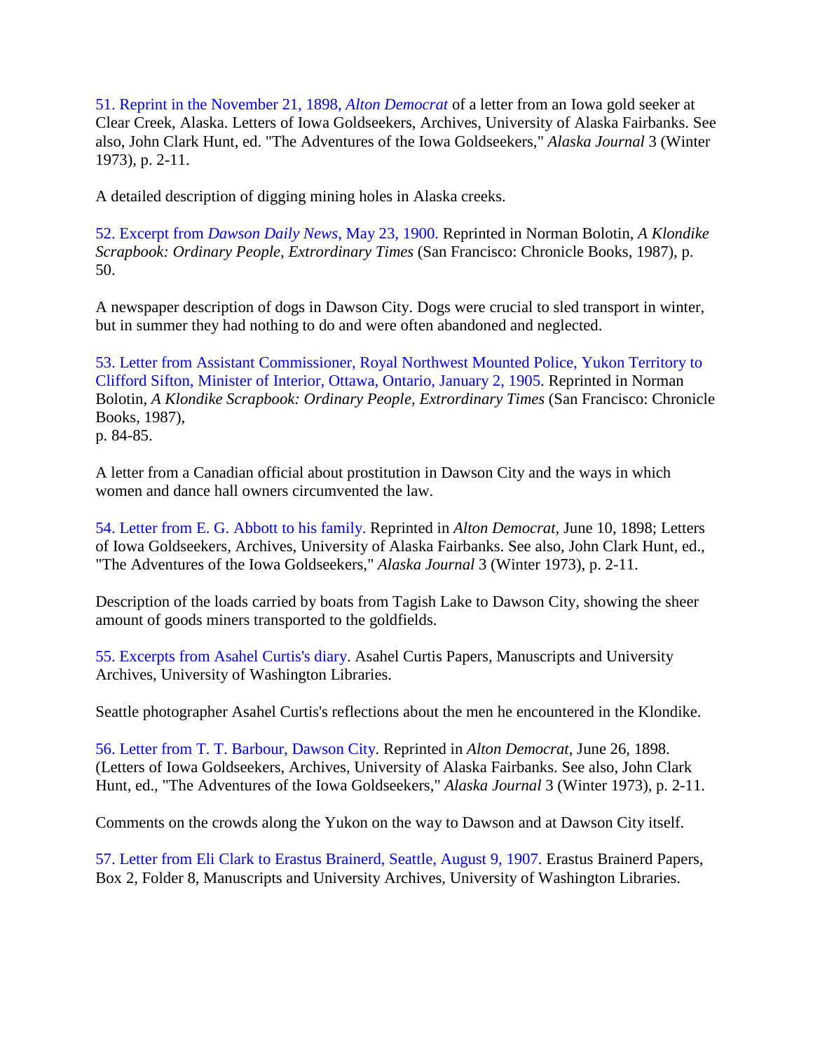51. Reprint in the November 21, 1898, *Alton Democrat* of a letter from an Iowa gold seeker at Clear Creek, Alaska. Letters of Iowa Goldseekers, Archives, University of Alaska Fairbanks. See also, John Clark Hunt, ed. "The Adventures of the Iowa Goldseekers," *Alaska Journal* 3 (Winter 1973), p. 2-11.

A detailed description of digging mining holes in Alaska creeks.

52. Excerpt from *Dawson Daily News*, May 23, 1900. Reprinted in Norman Bolotin, *A Klondike Scrapbook: Ordinary People, Extrordinary Times* (San Francisco: Chronicle Books, 1987), p. 50.

A newspaper description of dogs in Dawson City. Dogs were crucial to sled transport in winter, but in summer they had nothing to do and were often abandoned and neglected.

53. Letter from Assistant Commissioner, Royal Northwest Mounted Police, Yukon Territory to Clifford Sifton, Minister of Interior, Ottawa, Ontario, January 2, 1905. Reprinted in Norman Bolotin, *A Klondike Scrapbook: Ordinary People, Extrordinary Times* (San Francisco: Chronicle Books, 1987),
p. 84-85.

A letter from a Canadian official about prostitution in Dawson City and the ways in which women and dance hall owners circumvented the law.

54. Letter from E. G. Abbott to his family. Reprinted in *Alton Democrat*, June 10, 1898; Letters of Iowa Goldseekers, Archives, University of Alaska Fairbanks. See also, John Clark Hunt, ed., "The Adventures of the Iowa Goldseekers," *Alaska Journal* 3 (Winter 1973), p. 2-11.

Description of the loads carried by boats from Tagish Lake to Dawson City, showing the sheer amount of goods miners transported to the goldfields.

55. Excerpts from Asahel Curtis's diary. Asahel Curtis Papers, Manuscripts and University Archives, University of Washington Libraries.

Seattle photographer Asahel Curtis's reflections about the men he encountered in the Klondike.

56. Letter from T. T. Barbour, Dawson City. Reprinted in *Alton Democrat*, June 26, 1898. (Letters of Iowa Goldseekers, Archives, University of Alaska Fairbanks. See also, John Clark Hunt, ed., "The Adventures of the Iowa Goldseekers," *Alaska Journal* 3 (Winter 1973), p. 2-11.

Comments on the crowds along the Yukon on the way to Dawson and at Dawson City itself.

57. Letter from Eli Clark to Erastus Brainerd, Seattle, August 9, 1907. Erastus Brainerd Papers, Box 2, Folder 8, Manuscripts and University Archives, University of Washington Libraries.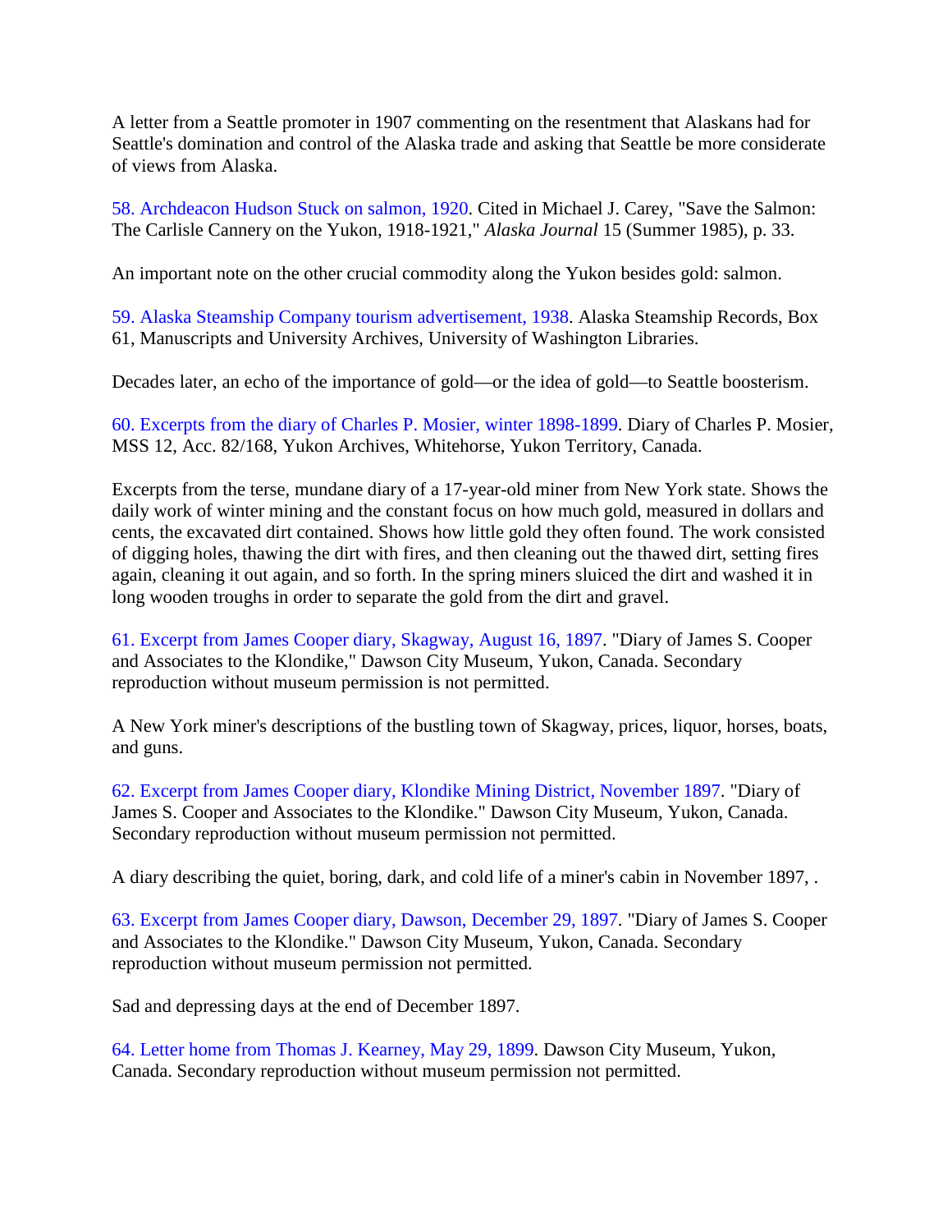A letter from a Seattle promoter in 1907 commenting on the resentment that Alaskans had for Seattle's domination and control of the Alaska trade and asking that Seattle be more considerate of views from Alaska.

58. Archdeacon Hudson Stuck on salmon, 1920. Cited in Michael J. Carey, "Save the Salmon: The Carlisle Cannery on the Yukon, 1918-1921," *Alaska Journal* 15 (Summer 1985), p. 33.

An important note on the other crucial commodity along the Yukon besides gold: salmon.

59. Alaska Steamship Company tourism advertisement, 1938. Alaska Steamship Records, Box 61, Manuscripts and University Archives, University of Washington Libraries.

Decades later, an echo of the importance of gold—or the idea of gold—to Seattle boosterism.

60. Excerpts from the diary of Charles P. Mosier, winter 1898-1899. Diary of Charles P. Mosier, MSS 12, Acc. 82/168, Yukon Archives, Whitehorse, Yukon Territory, Canada.

Excerpts from the terse, mundane diary of a 17-year-old miner from New York state. Shows the daily work of winter mining and the constant focus on how much gold, measured in dollars and cents, the excavated dirt contained. Shows how little gold they often found. The work consisted of digging holes, thawing the dirt with fires, and then cleaning out the thawed dirt, setting fires again, cleaning it out again, and so forth. In the spring miners sluiced the dirt and washed it in long wooden troughs in order to separate the gold from the dirt and gravel.

61. Excerpt from James Cooper diary, Skagway, August 16, 1897. "Diary of James S. Cooper and Associates to the Klondike," Dawson City Museum, Yukon, Canada. Secondary reproduction without museum permission is not permitted.

A New York miner's descriptions of the bustling town of Skagway, prices, liquor, horses, boats, and guns.

62. Excerpt from James Cooper diary, Klondike Mining District, November 1897. "Diary of James S. Cooper and Associates to the Klondike." Dawson City Museum, Yukon, Canada. Secondary reproduction without museum permission not permitted.

A diary describing the quiet, boring, dark, and cold life of a miner's cabin in November 1897, .

63. Excerpt from James Cooper diary, Dawson, December 29, 1897. "Diary of James S. Cooper and Associates to the Klondike." Dawson City Museum, Yukon, Canada. Secondary reproduction without museum permission not permitted.

Sad and depressing days at the end of December 1897.

64. Letter home from Thomas J. Kearney, May 29, 1899. Dawson City Museum, Yukon, Canada. Secondary reproduction without museum permission not permitted.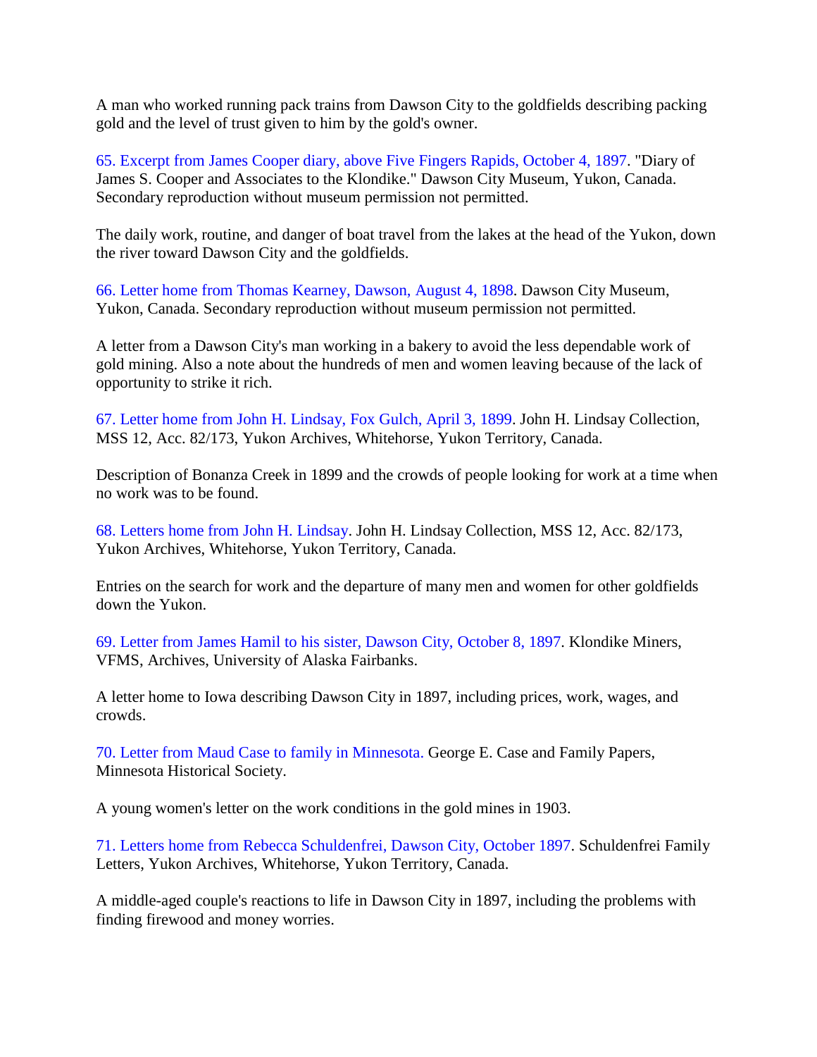A man who worked running pack trains from Dawson City to the goldfields describing packing gold and the level of trust given to him by the gold's owner.

65. Excerpt from James Cooper diary, above Five Fingers Rapids, October 4, 1897. "Diary of James S. Cooper and Associates to the Klondike." Dawson City Museum, Yukon, Canada. Secondary reproduction without museum permission not permitted.

The daily work, routine, and danger of boat travel from the lakes at the head of the Yukon, down the river toward Dawson City and the goldfields.

66. Letter home from Thomas Kearney, Dawson, August 4, 1898. Dawson City Museum, Yukon, Canada. Secondary reproduction without museum permission not permitted.

A letter from a Dawson City's man working in a bakery to avoid the less dependable work of gold mining. Also a note about the hundreds of men and women leaving because of the lack of opportunity to strike it rich.

67. Letter home from John H. Lindsay, Fox Gulch, April 3, 1899. John H. Lindsay Collection, MSS 12, Acc. 82/173, Yukon Archives, Whitehorse, Yukon Territory, Canada.

Description of Bonanza Creek in 1899 and the crowds of people looking for work at a time when no work was to be found.

68. Letters home from John H. Lindsay. John H. Lindsay Collection, MSS 12, Acc. 82/173, Yukon Archives, Whitehorse, Yukon Territory, Canada.

Entries on the search for work and the departure of many men and women for other goldfields down the Yukon.

69. Letter from James Hamil to his sister, Dawson City, October 8, 1897. Klondike Miners, VFMS, Archives, University of Alaska Fairbanks.

A letter home to Iowa describing Dawson City in 1897, including prices, work, wages, and crowds.

70. Letter from Maud Case to family in Minnesota. George E. Case and Family Papers, Minnesota Historical Society.

A young women's letter on the work conditions in the gold mines in 1903.

71. Letters home from Rebecca Schuldenfrei, Dawson City, October 1897. Schuldenfrei Family Letters, Yukon Archives, Whitehorse, Yukon Territory, Canada.

A middle-aged couple's reactions to life in Dawson City in 1897, including the problems with finding firewood and money worries.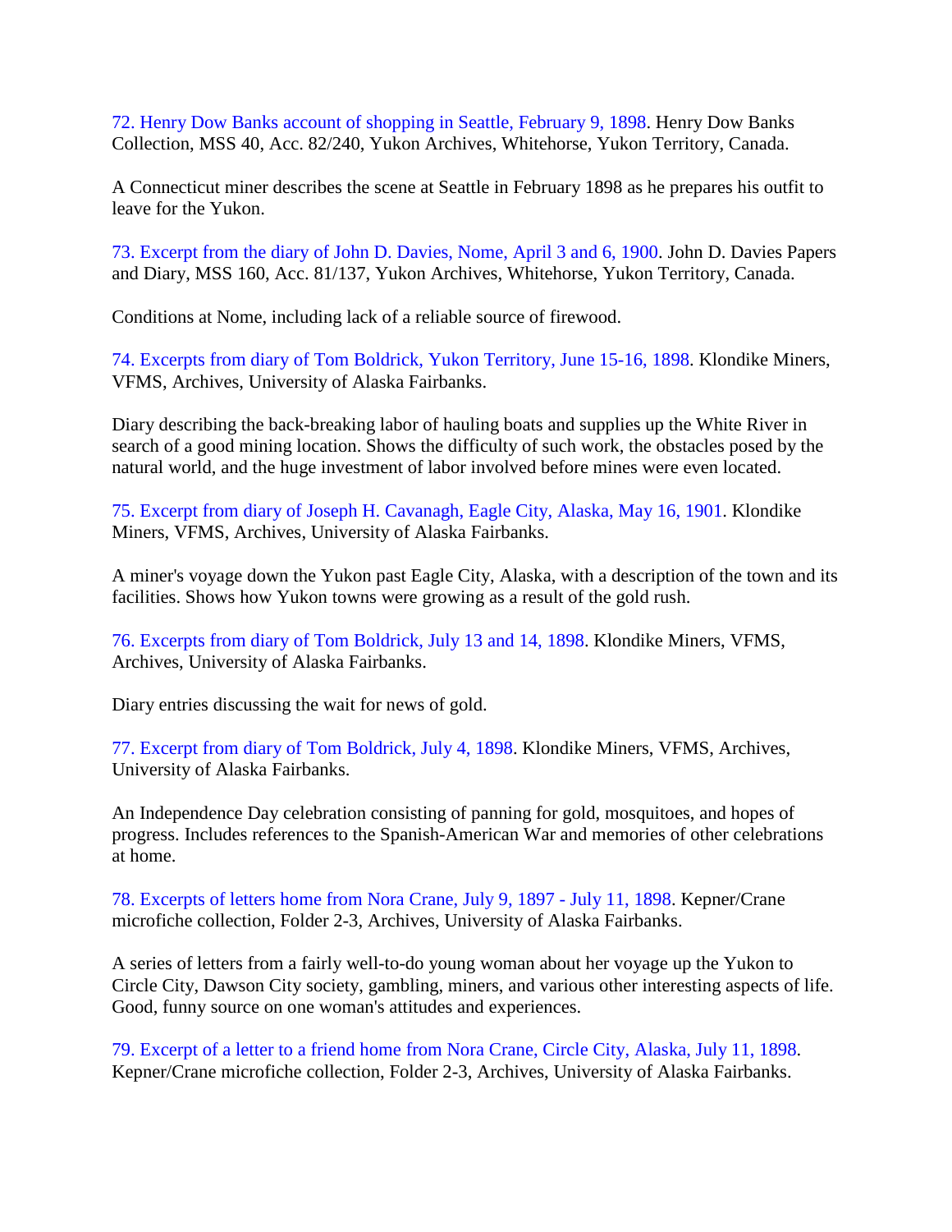72. Henry Dow Banks account of shopping in Seattle, February 9, 1898. Henry Dow Banks Collection, MSS 40, Acc. 82/240, Yukon Archives, Whitehorse, Yukon Territory, Canada.

A Connecticut miner describes the scene at Seattle in February 1898 as he prepares his outfit to leave for the Yukon.

73. Excerpt from the diary of John D. Davies, Nome, April 3 and 6, 1900. John D. Davies Papers and Diary, MSS 160, Acc. 81/137, Yukon Archives, Whitehorse, Yukon Territory, Canada.

Conditions at Nome, including lack of a reliable source of firewood.

74. Excerpts from diary of Tom Boldrick, Yukon Territory, June 15-16, 1898. Klondike Miners, VFMS, Archives, University of Alaska Fairbanks.

Diary describing the back-breaking labor of hauling boats and supplies up the White River in search of a good mining location. Shows the difficulty of such work, the obstacles posed by the natural world, and the huge investment of labor involved before mines were even located.

75. Excerpt from diary of Joseph H. Cavanagh, Eagle City, Alaska, May 16, 1901. Klondike Miners, VFMS, Archives, University of Alaska Fairbanks.

A miner's voyage down the Yukon past Eagle City, Alaska, with a description of the town and its facilities. Shows how Yukon towns were growing as a result of the gold rush.

76. Excerpts from diary of Tom Boldrick, July 13 and 14, 1898. Klondike Miners, VFMS, Archives, University of Alaska Fairbanks.

Diary entries discussing the wait for news of gold.

77. Excerpt from diary of Tom Boldrick, July 4, 1898. Klondike Miners, VFMS, Archives, University of Alaska Fairbanks.

An Independence Day celebration consisting of panning for gold, mosquitoes, and hopes of progress. Includes references to the Spanish-American War and memories of other celebrations at home.

78. Excerpts of letters home from Nora Crane, July 9, 1897 - July 11, 1898. Kepner/Crane microfiche collection, Folder 2-3, Archives, University of Alaska Fairbanks.

A series of letters from a fairly well-to-do young woman about her voyage up the Yukon to Circle City, Dawson City society, gambling, miners, and various other interesting aspects of life. Good, funny source on one woman's attitudes and experiences.

79. Excerpt of a letter to a friend home from Nora Crane, Circle City, Alaska, July 11, 1898. Kepner/Crane microfiche collection, Folder 2-3, Archives, University of Alaska Fairbanks.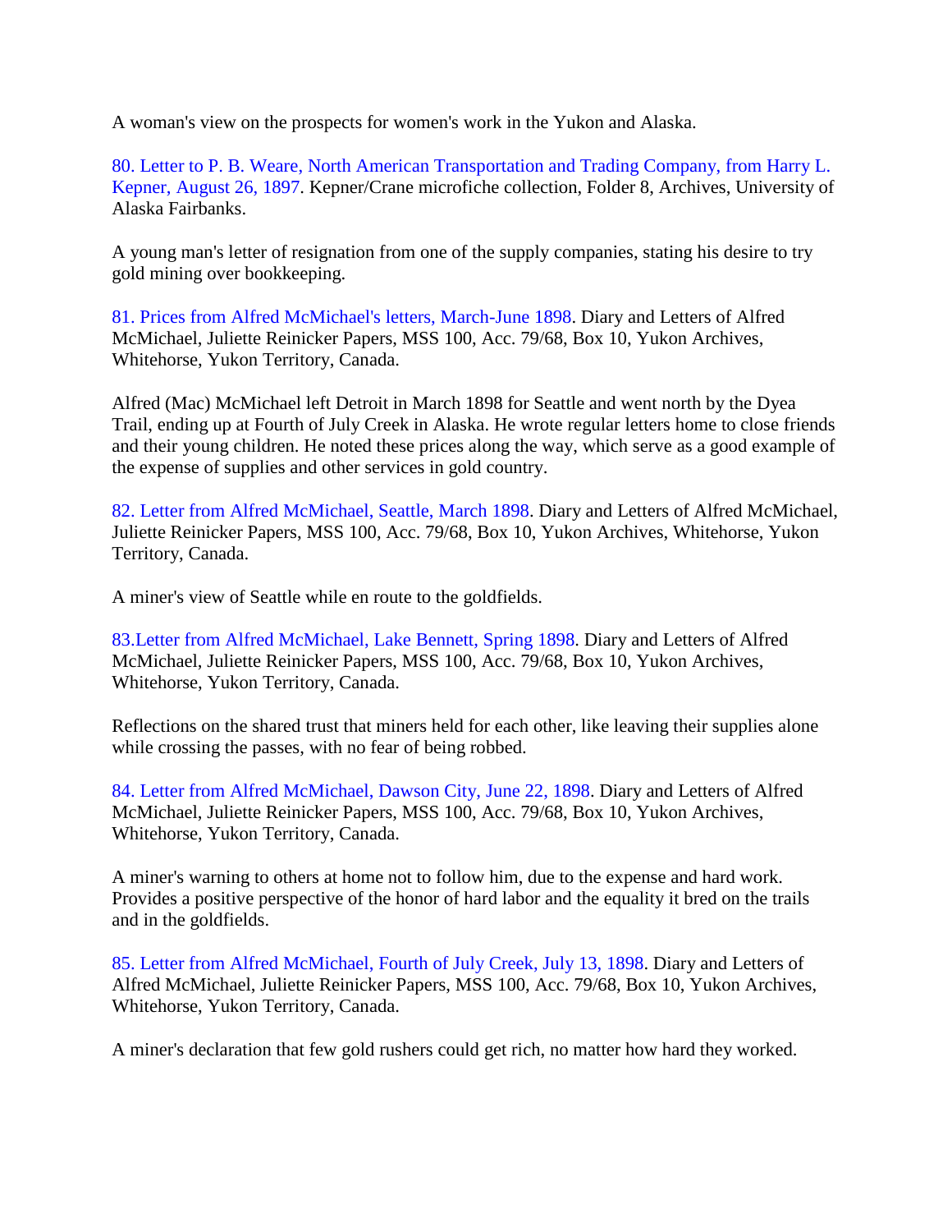A woman's view on the prospects for women's work in the Yukon and Alaska.

80. Letter to P. B. Weare, North American Transportation and Trading Company, from Harry L. Kepner, August 26, 1897. Kepner/Crane microfiche collection, Folder 8, Archives, University of Alaska Fairbanks.

A young man's letter of resignation from one of the supply companies, stating his desire to try gold mining over bookkeeping.

81. Prices from Alfred McMichael's letters, March-June 1898. Diary and Letters of Alfred McMichael, Juliette Reinicker Papers, MSS 100, Acc. 79/68, Box 10, Yukon Archives, Whitehorse, Yukon Territory, Canada.

Alfred (Mac) McMichael left Detroit in March 1898 for Seattle and went north by the Dyea Trail, ending up at Fourth of July Creek in Alaska. He wrote regular letters home to close friends and their young children. He noted these prices along the way, which serve as a good example of the expense of supplies and other services in gold country.

82. Letter from Alfred McMichael, Seattle, March 1898. Diary and Letters of Alfred McMichael, Juliette Reinicker Papers, MSS 100, Acc. 79/68, Box 10, Yukon Archives, Whitehorse, Yukon Territory, Canada.

A miner's view of Seattle while en route to the goldfields.

83.Letter from Alfred McMichael, Lake Bennett, Spring 1898. Diary and Letters of Alfred McMichael, Juliette Reinicker Papers, MSS 100, Acc. 79/68, Box 10, Yukon Archives, Whitehorse, Yukon Territory, Canada.

Reflections on the shared trust that miners held for each other, like leaving their supplies alone while crossing the passes, with no fear of being robbed.

84. Letter from Alfred McMichael, Dawson City, June 22, 1898. Diary and Letters of Alfred McMichael, Juliette Reinicker Papers, MSS 100, Acc. 79/68, Box 10, Yukon Archives, Whitehorse, Yukon Territory, Canada.

A miner's warning to others at home not to follow him, due to the expense and hard work. Provides a positive perspective of the honor of hard labor and the equality it bred on the trails and in the goldfields.

85. Letter from Alfred McMichael, Fourth of July Creek, July 13, 1898. Diary and Letters of Alfred McMichael, Juliette Reinicker Papers, MSS 100, Acc. 79/68, Box 10, Yukon Archives, Whitehorse, Yukon Territory, Canada.

A miner's declaration that few gold rushers could get rich, no matter how hard they worked.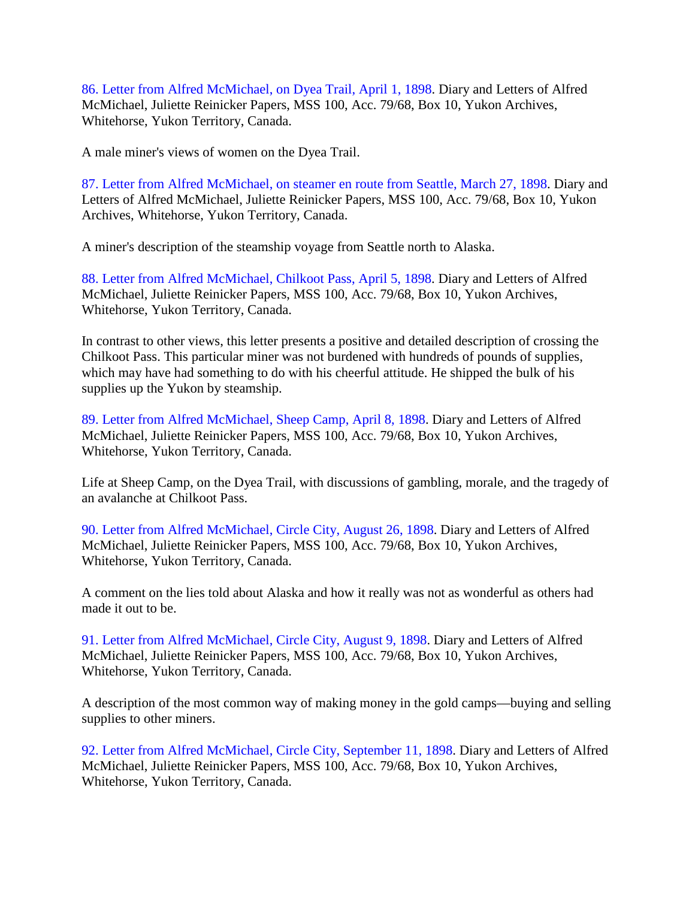86. Letter from Alfred McMichael, on Dyea Trail, April 1, 1898. Diary and Letters of Alfred McMichael, Juliette Reinicker Papers, MSS 100, Acc. 79/68, Box 10, Yukon Archives, Whitehorse, Yukon Territory, Canada.

A male miner's views of women on the Dyea Trail.

87. Letter from Alfred McMichael, on steamer en route from Seattle, March 27, 1898. Diary and Letters of Alfred McMichael, Juliette Reinicker Papers, MSS 100, Acc. 79/68, Box 10, Yukon Archives, Whitehorse, Yukon Territory, Canada.

A miner's description of the steamship voyage from Seattle north to Alaska.

88. Letter from Alfred McMichael, Chilkoot Pass, April 5, 1898. Diary and Letters of Alfred McMichael, Juliette Reinicker Papers, MSS 100, Acc. 79/68, Box 10, Yukon Archives, Whitehorse, Yukon Territory, Canada.

In contrast to other views, this letter presents a positive and detailed description of crossing the Chilkoot Pass. This particular miner was not burdened with hundreds of pounds of supplies, which may have had something to do with his cheerful attitude. He shipped the bulk of his supplies up the Yukon by steamship.

89. Letter from Alfred McMichael, Sheep Camp, April 8, 1898. Diary and Letters of Alfred McMichael, Juliette Reinicker Papers, MSS 100, Acc. 79/68, Box 10, Yukon Archives, Whitehorse, Yukon Territory, Canada.

Life at Sheep Camp, on the Dyea Trail, with discussions of gambling, morale, and the tragedy of an avalanche at Chilkoot Pass.

90. Letter from Alfred McMichael, Circle City, August 26, 1898. Diary and Letters of Alfred McMichael, Juliette Reinicker Papers, MSS 100, Acc. 79/68, Box 10, Yukon Archives, Whitehorse, Yukon Territory, Canada.

A comment on the lies told about Alaska and how it really was not as wonderful as others had made it out to be.

91. Letter from Alfred McMichael, Circle City, August 9, 1898. Diary and Letters of Alfred McMichael, Juliette Reinicker Papers, MSS 100, Acc. 79/68, Box 10, Yukon Archives, Whitehorse, Yukon Territory, Canada.

A description of the most common way of making money in the gold camps—buying and selling supplies to other miners.

92. Letter from Alfred McMichael, Circle City, September 11, 1898. Diary and Letters of Alfred McMichael, Juliette Reinicker Papers, MSS 100, Acc. 79/68, Box 10, Yukon Archives, Whitehorse, Yukon Territory, Canada.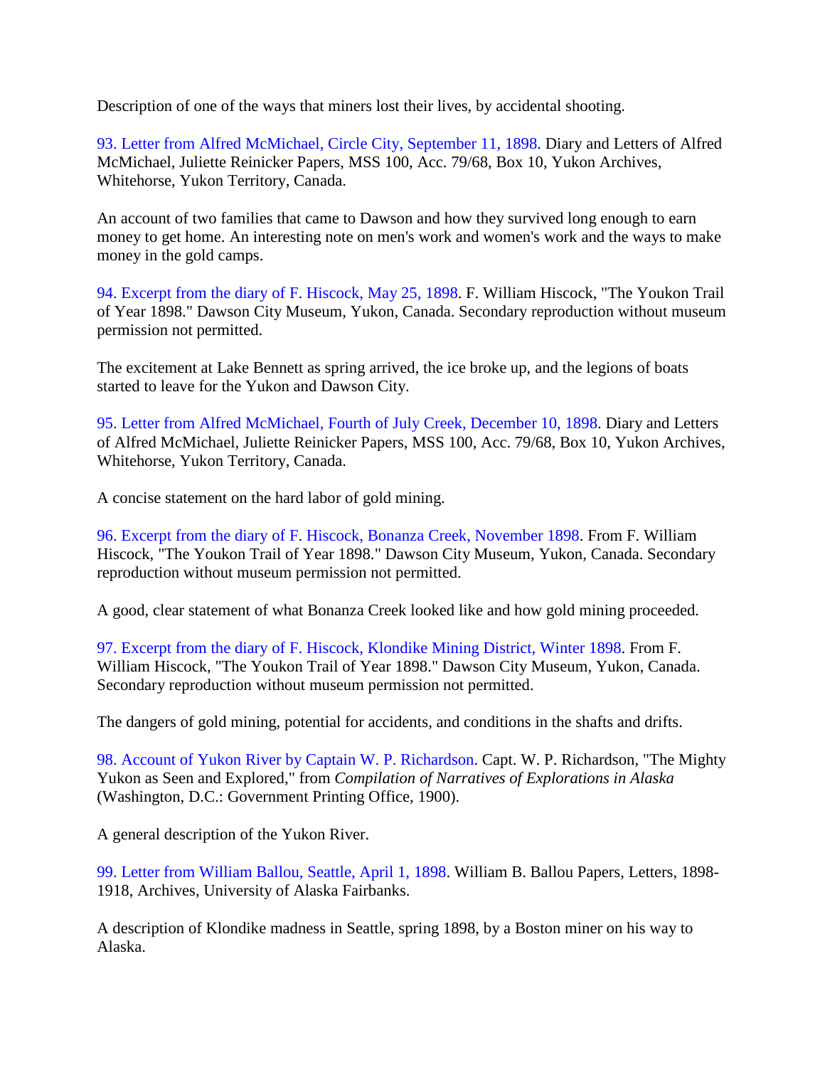Description of one of the ways that miners lost their lives, by accidental shooting.

93. Letter from Alfred McMichael, Circle City, September 11, 1898. Diary and Letters of Alfred McMichael, Juliette Reinicker Papers, MSS 100, Acc. 79/68, Box 10, Yukon Archives, Whitehorse, Yukon Territory, Canada.

An account of two families that came to Dawson and how they survived long enough to earn money to get home. An interesting note on men's work and women's work and the ways to make money in the gold camps.

94. Excerpt from the diary of F. Hiscock, May 25, 1898. F. William Hiscock, "The Youkon Trail of Year 1898." Dawson City Museum, Yukon, Canada. Secondary reproduction without museum permission not permitted.

The excitement at Lake Bennett as spring arrived, the ice broke up, and the legions of boats started to leave for the Yukon and Dawson City.

95. Letter from Alfred McMichael, Fourth of July Creek, December 10, 1898. Diary and Letters of Alfred McMichael, Juliette Reinicker Papers, MSS 100, Acc. 79/68, Box 10, Yukon Archives, Whitehorse, Yukon Territory, Canada.

A concise statement on the hard labor of gold mining.

96. Excerpt from the diary of F. Hiscock, Bonanza Creek, November 1898. From F. William Hiscock, "The Youkon Trail of Year 1898." Dawson City Museum, Yukon, Canada. Secondary reproduction without museum permission not permitted.

A good, clear statement of what Bonanza Creek looked like and how gold mining proceeded.

97. Excerpt from the diary of F. Hiscock, Klondike Mining District, Winter 1898. From F. William Hiscock, "The Youkon Trail of Year 1898." Dawson City Museum, Yukon, Canada. Secondary reproduction without museum permission not permitted.

The dangers of gold mining, potential for accidents, and conditions in the shafts and drifts.

98. Account of Yukon River by Captain W. P. Richardson. Capt. W. P. Richardson, "The Mighty Yukon as Seen and Explored," from *Compilation of Narratives of Explorations in Alaska* (Washington, D.C.: Government Printing Office, 1900).

A general description of the Yukon River.

99. Letter from William Ballou, Seattle, April 1, 1898. William B. Ballou Papers, Letters, 1898-1918, Archives, University of Alaska Fairbanks.

A description of Klondike madness in Seattle, spring 1898, by a Boston miner on his way to Alaska.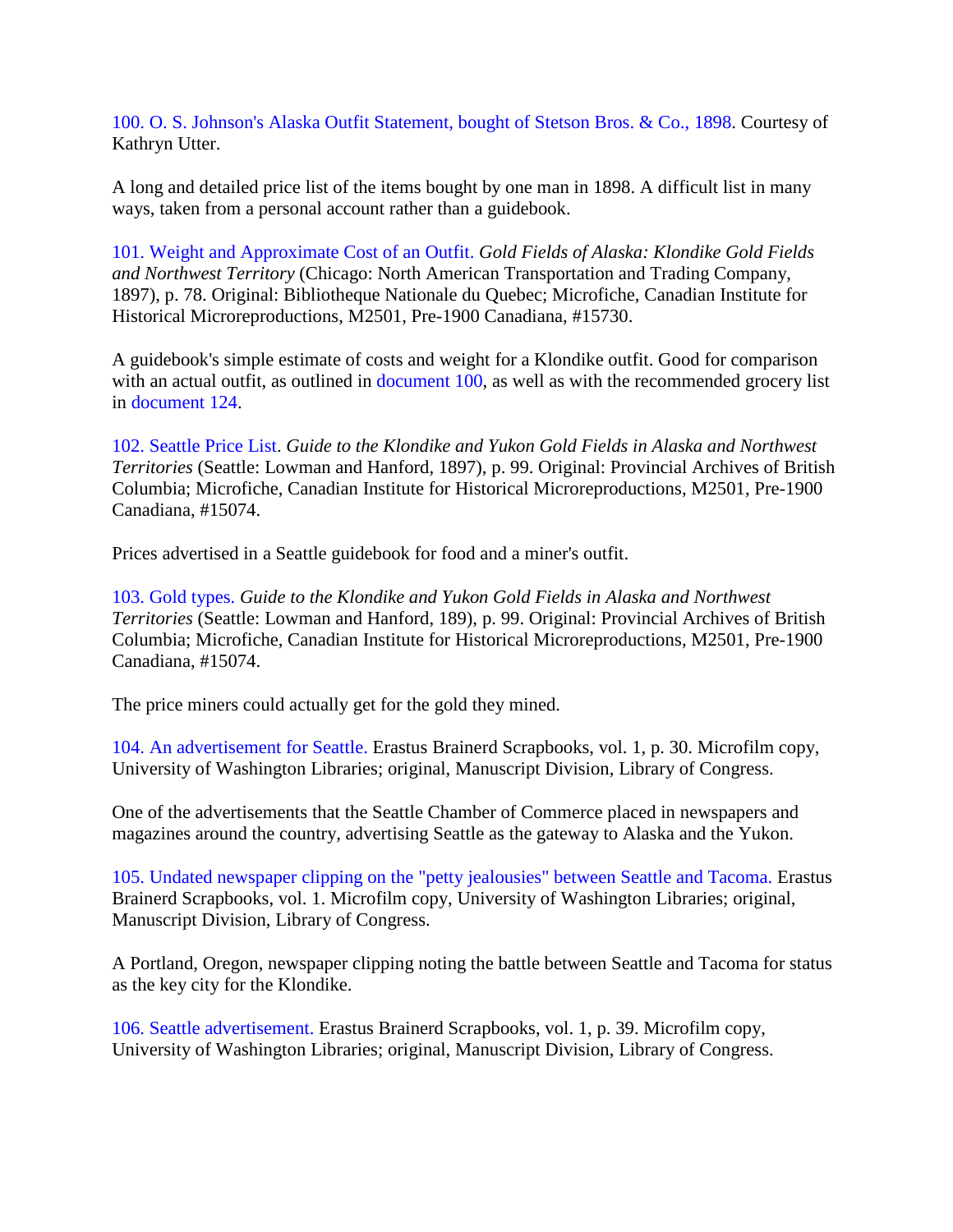100. O. S. Johnson's Alaska Outfit Statement, bought of Stetson Bros. & Co., 1898. Courtesy of Kathryn Utter.

A long and detailed price list of the items bought by one man in 1898. A difficult list in many ways, taken from a personal account rather than a guidebook.

101. Weight and Approximate Cost of an Outfit. *Gold Fields of Alaska: Klondike Gold Fields and Northwest Territory* (Chicago: North American Transportation and Trading Company, 1897), p. 78. Original: Bibliotheque Nationale du Quebec; Microfiche, Canadian Institute for Historical Microreproductions, M2501, Pre-1900 Canadiana, #15730.

A guidebook's simple estimate of costs and weight for a Klondike outfit. Good for comparison with an actual outfit, as outlined in document 100, as well as with the recommended grocery list in document 124.

102. Seattle Price List. *Guide to the Klondike and Yukon Gold Fields in Alaska and Northwest Territories* (Seattle: Lowman and Hanford, 1897), p. 99. Original: Provincial Archives of British Columbia; Microfiche, Canadian Institute for Historical Microreproductions, M2501, Pre-1900 Canadiana, #15074.

Prices advertised in a Seattle guidebook for food and a miner's outfit.

103. Gold types. *Guide to the Klondike and Yukon Gold Fields in Alaska and Northwest Territories* (Seattle: Lowman and Hanford, 189), p. 99. Original: Provincial Archives of British Columbia; Microfiche, Canadian Institute for Historical Microreproductions, M2501, Pre-1900 Canadiana, #15074.

The price miners could actually get for the gold they mined.

104. An advertisement for Seattle. Erastus Brainerd Scrapbooks, vol. 1, p. 30. Microfilm copy, University of Washington Libraries; original, Manuscript Division, Library of Congress.

One of the advertisements that the Seattle Chamber of Commerce placed in newspapers and magazines around the country, advertising Seattle as the gateway to Alaska and the Yukon.

105. Undated newspaper clipping on the "petty jealousies" between Seattle and Tacoma. Erastus Brainerd Scrapbooks, vol. 1. Microfilm copy, University of Washington Libraries; original, Manuscript Division, Library of Congress.

A Portland, Oregon, newspaper clipping noting the battle between Seattle and Tacoma for status as the key city for the Klondike.

106. Seattle advertisement. Erastus Brainerd Scrapbooks, vol. 1, p. 39. Microfilm copy, University of Washington Libraries; original, Manuscript Division, Library of Congress.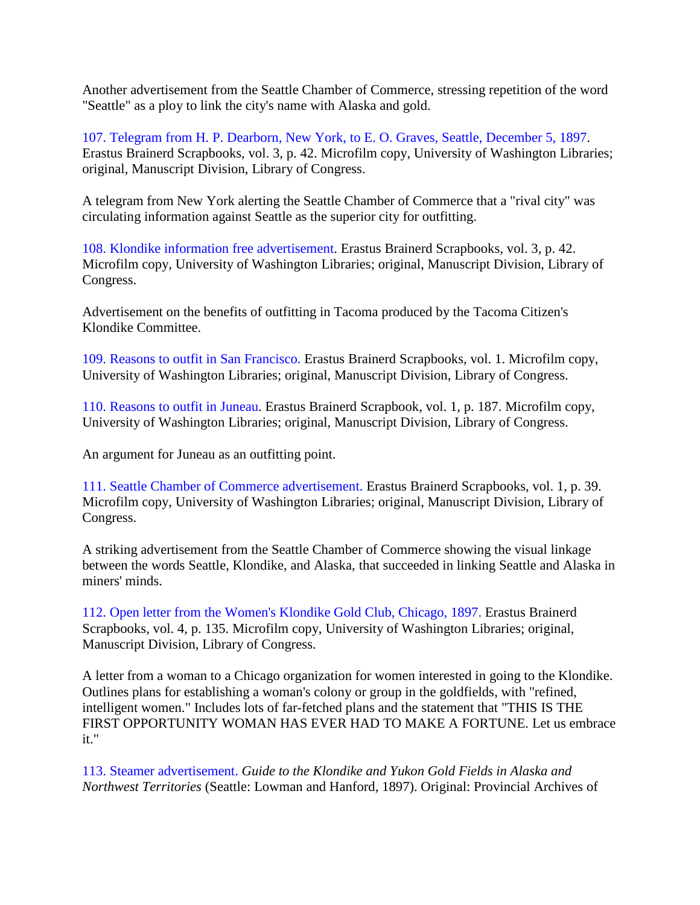Another advertisement from the Seattle Chamber of Commerce, stressing repetition of the word "Seattle" as a ploy to link the city's name with Alaska and gold.

107. Telegram from H. P. Dearborn, New York, to E. O. Graves, Seattle, December 5, 1897. Erastus Brainerd Scrapbooks, vol. 3, p. 42. Microfilm copy, University of Washington Libraries; original, Manuscript Division, Library of Congress.

A telegram from New York alerting the Seattle Chamber of Commerce that a "rival city" was circulating information against Seattle as the superior city for outfitting.

108. Klondike information free advertisement. Erastus Brainerd Scrapbooks, vol. 3, p. 42. Microfilm copy, University of Washington Libraries; original, Manuscript Division, Library of Congress.

Advertisement on the benefits of outfitting in Tacoma produced by the Tacoma Citizen's Klondike Committee.

109. Reasons to outfit in San Francisco. Erastus Brainerd Scrapbooks, vol. 1. Microfilm copy, University of Washington Libraries; original, Manuscript Division, Library of Congress.

110. Reasons to outfit in Juneau. Erastus Brainerd Scrapbook, vol. 1, p. 187. Microfilm copy, University of Washington Libraries; original, Manuscript Division, Library of Congress.

An argument for Juneau as an outfitting point.

111. Seattle Chamber of Commerce advertisement. Erastus Brainerd Scrapbooks, vol. 1, p. 39. Microfilm copy, University of Washington Libraries; original, Manuscript Division, Library of Congress.

A striking advertisement from the Seattle Chamber of Commerce showing the visual linkage between the words Seattle, Klondike, and Alaska, that succeeded in linking Seattle and Alaska in miners' minds.

112. Open letter from the Women's Klondike Gold Club, Chicago, 1897. Erastus Brainerd Scrapbooks, vol. 4, p. 135. Microfilm copy, University of Washington Libraries; original, Manuscript Division, Library of Congress.

A letter from a woman to a Chicago organization for women interested in going to the Klondike. Outlines plans for establishing a woman's colony or group in the goldfields, with "refined, intelligent women." Includes lots of far-fetched plans and the statement that "THIS IS THE FIRST OPPORTUNITY WOMAN HAS EVER HAD TO MAKE A FORTUNE. Let us embrace it."

113. Steamer advertisement. *Guide to the Klondike and Yukon Gold Fields in Alaska and Northwest Territories* (Seattle: Lowman and Hanford, 1897). Original: Provincial Archives of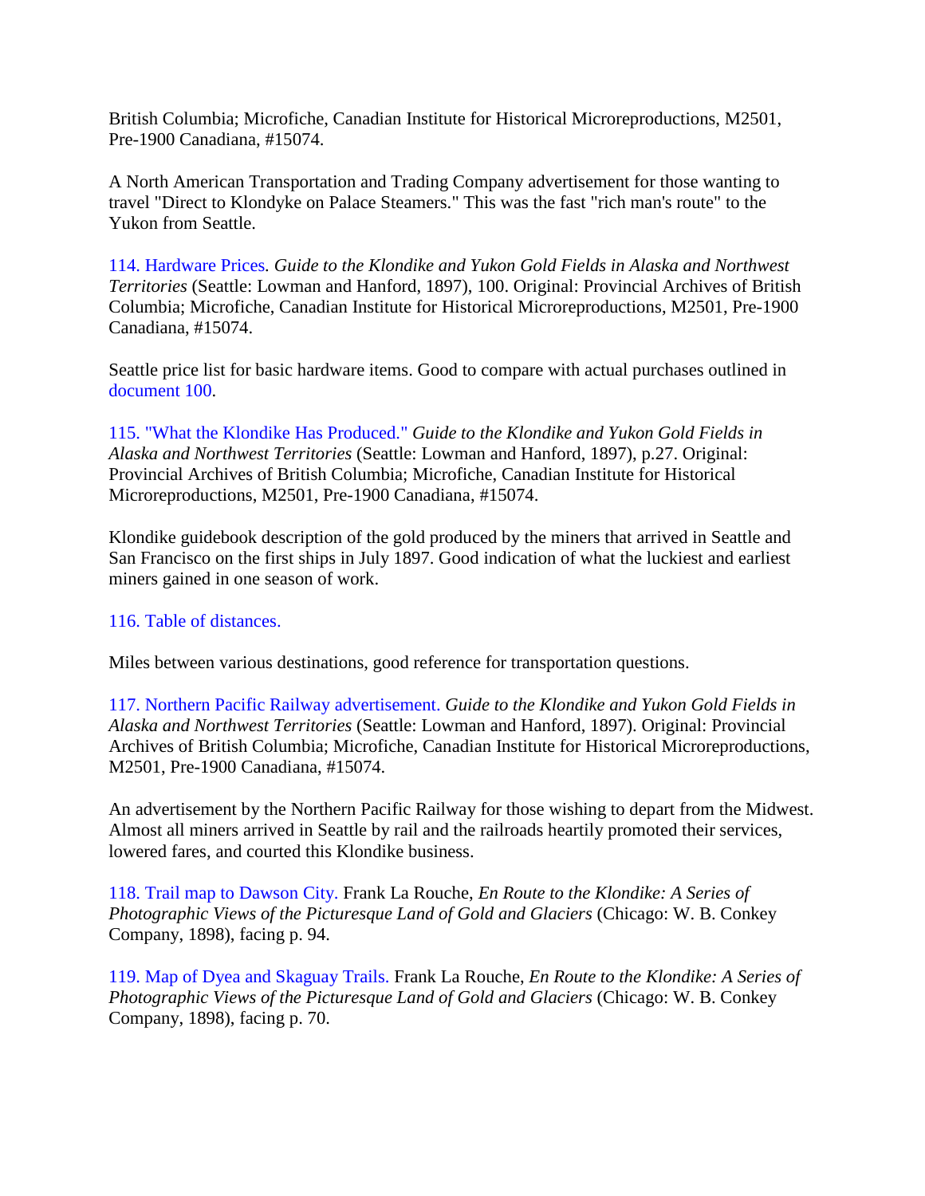British Columbia; Microfiche, Canadian Institute for Historical Microreproductions, M2501, Pre-1900 Canadiana, #15074.

A North American Transportation and Trading Company advertisement for those wanting to travel "Direct to Klondyke on Palace Steamers." This was the fast "rich man's route" to the Yukon from Seattle.

114. Hardware Prices. *Guide to the Klondike and Yukon Gold Fields in Alaska and Northwest Territories* (Seattle: Lowman and Hanford, 1897), 100. Original: Provincial Archives of British Columbia; Microfiche, Canadian Institute for Historical Microreproductions, M2501, Pre-1900 Canadiana, #15074.

Seattle price list for basic hardware items. Good to compare with actual purchases outlined in document 100.

115. "What the Klondike Has Produced." *Guide to the Klondike and Yukon Gold Fields in Alaska and Northwest Territories* (Seattle: Lowman and Hanford, 1897), p.27. Original: Provincial Archives of British Columbia; Microfiche, Canadian Institute for Historical Microreproductions, M2501, Pre-1900 Canadiana, #15074.

Klondike guidebook description of the gold produced by the miners that arrived in Seattle and San Francisco on the first ships in July 1897. Good indication of what the luckiest and earliest miners gained in one season of work.

116. Table of distances.

Miles between various destinations, good reference for transportation questions.

117. Northern Pacific Railway advertisement. *Guide to the Klondike and Yukon Gold Fields in Alaska and Northwest Territories* (Seattle: Lowman and Hanford, 1897). Original: Provincial Archives of British Columbia; Microfiche, Canadian Institute for Historical Microreproductions, M2501, Pre-1900 Canadiana, #15074.

An advertisement by the Northern Pacific Railway for those wishing to depart from the Midwest. Almost all miners arrived in Seattle by rail and the railroads heartily promoted their services, lowered fares, and courted this Klondike business.

118. Trail map to Dawson City. Frank La Rouche, *En Route to the Klondike: A Series of Photographic Views of the Picturesque Land of Gold and Glaciers* (Chicago: W. B. Conkey Company, 1898), facing p. 94.

119. Map of Dyea and Skaguay Trails. Frank La Rouche, *En Route to the Klondike: A Series of Photographic Views of the Picturesque Land of Gold and Glaciers* (Chicago: W. B. Conkey Company, 1898), facing p. 70.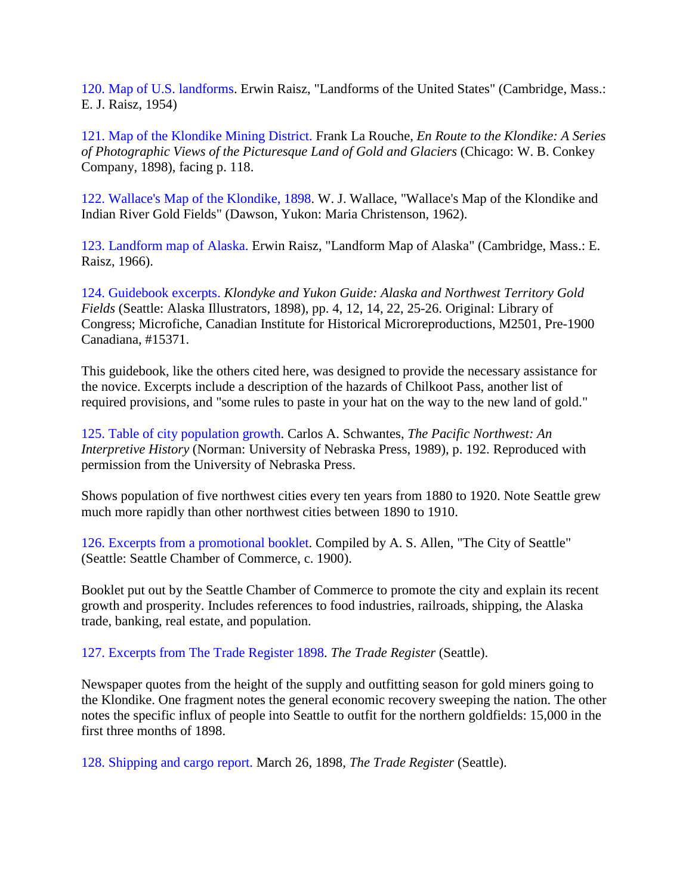120. Map of U.S. landforms. Erwin Raisz, "Landforms of the United States" (Cambridge, Mass.: E. J. Raisz, 1954)

121. Map of the Klondike Mining District. Frank La Rouche, *En Route to the Klondike: A Series of Photographic Views of the Picturesque Land of Gold and Glaciers* (Chicago: W. B. Conkey Company, 1898), facing p. 118.

122. Wallace's Map of the Klondike, 1898. W. J. Wallace, "Wallace's Map of the Klondike and Indian River Gold Fields" (Dawson, Yukon: Maria Christenson, 1962).

123. Landform map of Alaska. Erwin Raisz, "Landform Map of Alaska" (Cambridge, Mass.: E. Raisz, 1966).

124. Guidebook excerpts. *Klondyke and Yukon Guide: Alaska and Northwest Territory Gold Fields* (Seattle: Alaska Illustrators, 1898), pp. 4, 12, 14, 22, 25-26. Original: Library of Congress; Microfiche, Canadian Institute for Historical Microreproductions, M2501, Pre-1900 Canadiana, #15371.

This guidebook, like the others cited here, was designed to provide the necessary assistance for the novice. Excerpts include a description of the hazards of Chilkoot Pass, another list of required provisions, and "some rules to paste in your hat on the way to the new land of gold."

125. Table of city population growth. Carlos A. Schwantes, *The Pacific Northwest: An Interpretive History* (Norman: University of Nebraska Press, 1989), p. 192. Reproduced with permission from the University of Nebraska Press.

Shows population of five northwest cities every ten years from 1880 to 1920. Note Seattle grew much more rapidly than other northwest cities between 1890 to 1910.

126. Excerpts from a promotional booklet. Compiled by A. S. Allen, "The City of Seattle" (Seattle: Seattle Chamber of Commerce, c. 1900).

Booklet put out by the Seattle Chamber of Commerce to promote the city and explain its recent growth and prosperity. Includes references to food industries, railroads, shipping, the Alaska trade, banking, real estate, and population.

127. Excerpts from The Trade Register 1898. *The Trade Register* (Seattle).

Newspaper quotes from the height of the supply and outfitting season for gold miners going to the Klondike. One fragment notes the general economic recovery sweeping the nation. The other notes the specific influx of people into Seattle to outfit for the northern goldfields: 15,000 in the first three months of 1898.

128. Shipping and cargo report. March 26, 1898, *The Trade Register* (Seattle).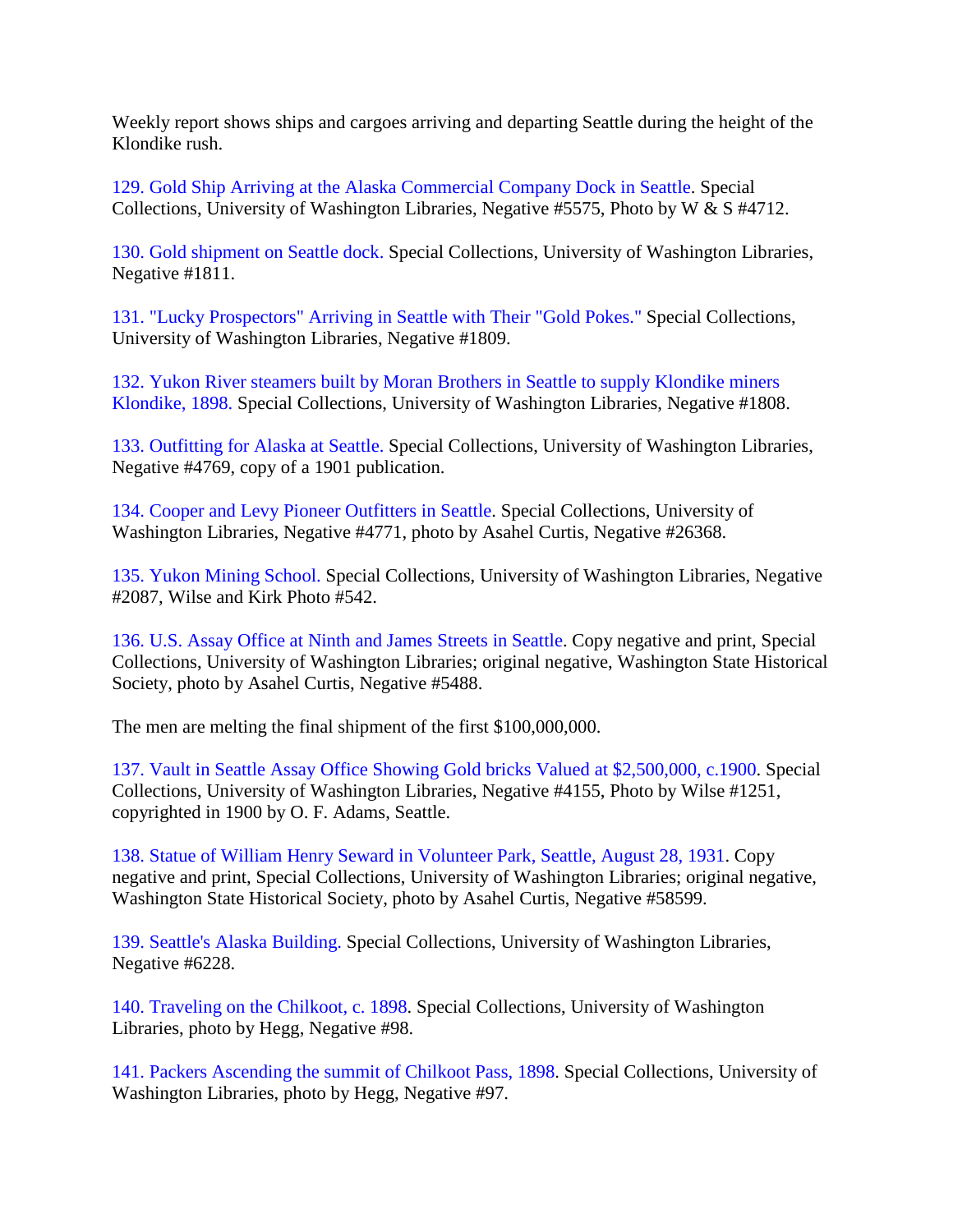Weekly report shows ships and cargoes arriving and departing Seattle during the height of the Klondike rush.

129. Gold Ship Arriving at the Alaska Commercial Company Dock in Seattle. Special Collections, University of Washington Libraries, Negative #5575, Photo by W & S #4712.

130. Gold shipment on Seattle dock. Special Collections, University of Washington Libraries, Negative #1811.

131. "Lucky Prospectors" Arriving in Seattle with Their "Gold Pokes." Special Collections, University of Washington Libraries, Negative #1809.

132. Yukon River steamers built by Moran Brothers in Seattle to supply Klondike miners Klondike, 1898. Special Collections, University of Washington Libraries, Negative #1808.

133. Outfitting for Alaska at Seattle. Special Collections, University of Washington Libraries, Negative #4769, copy of a 1901 publication.

134. Cooper and Levy Pioneer Outfitters in Seattle. Special Collections, University of Washington Libraries, Negative #4771, photo by Asahel Curtis, Negative #26368.

135. Yukon Mining School. Special Collections, University of Washington Libraries, Negative #2087, Wilse and Kirk Photo #542.

136. U.S. Assay Office at Ninth and James Streets in Seattle. Copy negative and print, Special Collections, University of Washington Libraries; original negative, Washington State Historical Society, photo by Asahel Curtis, Negative #5488.

The men are melting the final shipment of the first $100,000,000.

137. Vault in Seattle Assay Office Showing Gold bricks Valued at $2,500,000, c.1900. Special Collections, University of Washington Libraries, Negative #4155, Photo by Wilse #1251, copyrighted in 1900 by O. F. Adams, Seattle.

138. Statue of William Henry Seward in Volunteer Park, Seattle, August 28, 1931. Copy negative and print, Special Collections, University of Washington Libraries; original negative, Washington State Historical Society, photo by Asahel Curtis, Negative #58599.

139. Seattle's Alaska Building. Special Collections, University of Washington Libraries, Negative #6228.

140. Traveling on the Chilkoot, c. 1898. Special Collections, University of Washington Libraries, photo by Hegg, Negative #98.

141. Packers Ascending the summit of Chilkoot Pass, 1898. Special Collections, University of Washington Libraries, photo by Hegg, Negative #97.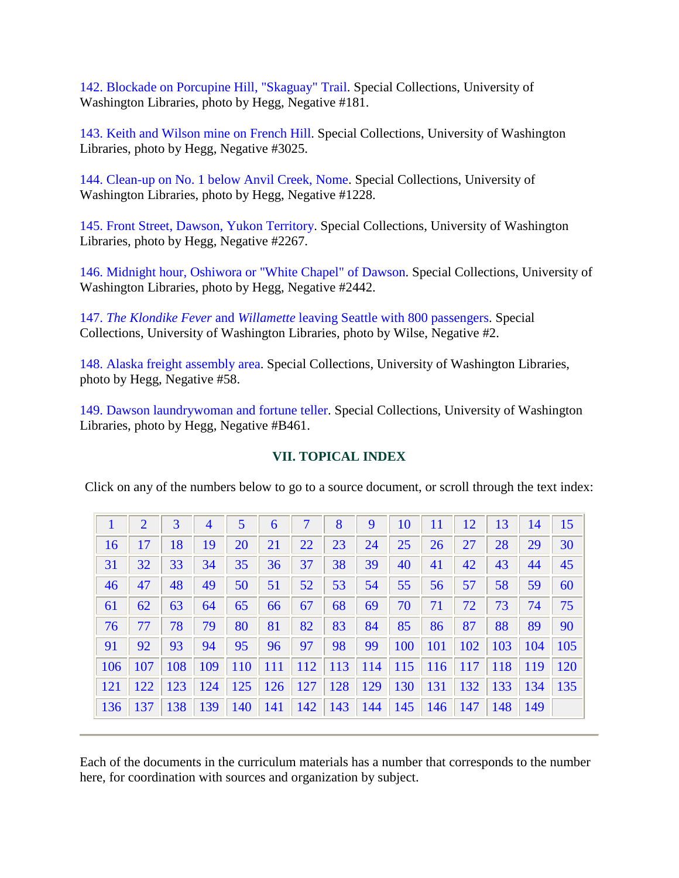142. Blockade on Porcupine Hill, "Skaguay" Trail. Special Collections, University of Washington Libraries, photo by Hegg, Negative #181.

143. Keith and Wilson mine on French Hill. Special Collections, University of Washington Libraries, photo by Hegg, Negative #3025.

144. Clean-up on No. 1 below Anvil Creek, Nome. Special Collections, University of Washington Libraries, photo by Hegg, Negative #1228.

145. Front Street, Dawson, Yukon Territory. Special Collections, University of Washington Libraries, photo by Hegg, Negative #2267.

146. Midnight hour, Oshiwora or "White Chapel" of Dawson. Special Collections, University of Washington Libraries, photo by Hegg, Negative #2442.

147. *The Klondike Fever* and *Willamette* leaving Seattle with 800 passengers. Special Collections, University of Washington Libraries, photo by Wilse, Negative #2.

148. Alaska freight assembly area. Special Collections, University of Washington Libraries, photo by Hegg, Negative #58.

149. Dawson laundrywoman and fortune teller. Special Collections, University of Washington Libraries, photo by Hegg, Negative #B461.

## VII. TOPICAL INDEX

Click on any of the numbers below to go to a source document, or scroll through the text index:

| 1 | 2 | 3 | 4 | 5 | 6 | 7 | 8 | 9 | 10 | 11 | 12 | 13 | 14 | 15 |
|---|---|---|---|---|---|---|---|---|---|---|---|---|---|---|
| 16 | 17 | 18 | 19 | 20 | 21 | 22 | 23 | 24 | 25 | 26 | 27 | 28 | 29 | 30 |
| 31 | 32 | 33 | 34 | 35 | 36 | 37 | 38 | 39 | 40 | 41 | 42 | 43 | 44 | 45 |
| 46 | 47 | 48 | 49 | 50 | 51 | 52 | 53 | 54 | 55 | 56 | 57 | 58 | 59 | 60 |
| 61 | 62 | 63 | 64 | 65 | 66 | 67 | 68 | 69 | 70 | 71 | 72 | 73 | 74 | 75 |
| 76 | 77 | 78 | 79 | 80 | 81 | 82 | 83 | 84 | 85 | 86 | 87 | 88 | 89 | 90 |
| 91 | 92 | 93 | 94 | 95 | 96 | 97 | 98 | 99 | 100 | 101 | 102 | 103 | 104 | 105 |
| 106 | 107 | 108 | 109 | 110 | 111 | 112 | 113 | 114 | 115 | 116 | 117 | 118 | 119 | 120 |
| 121 | 122 | 123 | 124 | 125 | 126 | 127 | 128 | 129 | 130 | 131 | 132 | 133 | 134 | 135 |
| 136 | 137 | 138 | 139 | 140 | 141 | 142 | 143 | 144 | 145 | 146 | 147 | 148 | 149 | |

---

Each of the documents in the curriculum materials has a number that corresponds to the number here, for coordination with sources and organization by subject.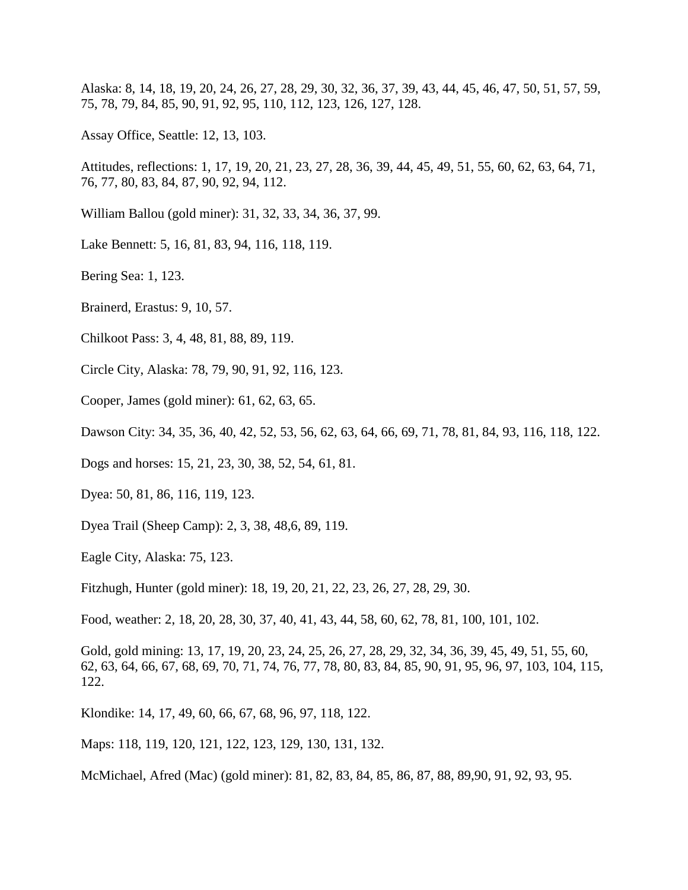Alaska: 8, 14, 18, 19, 20, 24, 26, 27, 28, 29, 30, 32, 36, 37, 39, 43, 44, 45, 46, 47, 50, 51, 57, 59, 75, 78, 79, 84, 85, 90, 91, 92, 95, 110, 112, 123, 126, 127, 128.

Assay Office, Seattle: 12, 13, 103.

Attitudes, reflections: 1, 17, 19, 20, 21, 23, 27, 28, 36, 39, 44, 45, 49, 51, 55, 60, 62, 63, 64, 71, 76, 77, 80, 83, 84, 87, 90, 92, 94, 112.

William Ballou (gold miner): 31, 32, 33, 34, 36, 37, 99.

Lake Bennett: 5, 16, 81, 83, 94, 116, 118, 119.

Bering Sea: 1, 123.

Brainerd, Erastus: 9, 10, 57.

Chilkoot Pass: 3, 4, 48, 81, 88, 89, 119.

Circle City, Alaska: 78, 79, 90, 91, 92, 116, 123.

Cooper, James (gold miner): 61, 62, 63, 65.

Dawson City: 34, 35, 36, 40, 42, 52, 53, 56, 62, 63, 64, 66, 69, 71, 78, 81, 84, 93, 116, 118, 122.

Dogs and horses: 15, 21, 23, 30, 38, 52, 54, 61, 81.

Dyea: 50, 81, 86, 116, 119, 123.

Dyea Trail (Sheep Camp): 2, 3, 38, 48,6, 89, 119.

Eagle City, Alaska: 75, 123.

Fitzhugh, Hunter (gold miner): 18, 19, 20, 21, 22, 23, 26, 27, 28, 29, 30.

Food, weather: 2, 18, 20, 28, 30, 37, 40, 41, 43, 44, 58, 60, 62, 78, 81, 100, 101, 102.

Gold, gold mining: 13, 17, 19, 20, 23, 24, 25, 26, 27, 28, 29, 32, 34, 36, 39, 45, 49, 51, 55, 60, 62, 63, 64, 66, 67, 68, 69, 70, 71, 74, 76, 77, 78, 80, 83, 84, 85, 90, 91, 95, 96, 97, 103, 104, 115, 122.

Klondike: 14, 17, 49, 60, 66, 67, 68, 96, 97, 118, 122.

Maps: 118, 119, 120, 121, 122, 123, 129, 130, 131, 132.

McMichael, Afred (Mac) (gold miner): 81, 82, 83, 84, 85, 86, 87, 88, 89,90, 91, 92, 93, 95.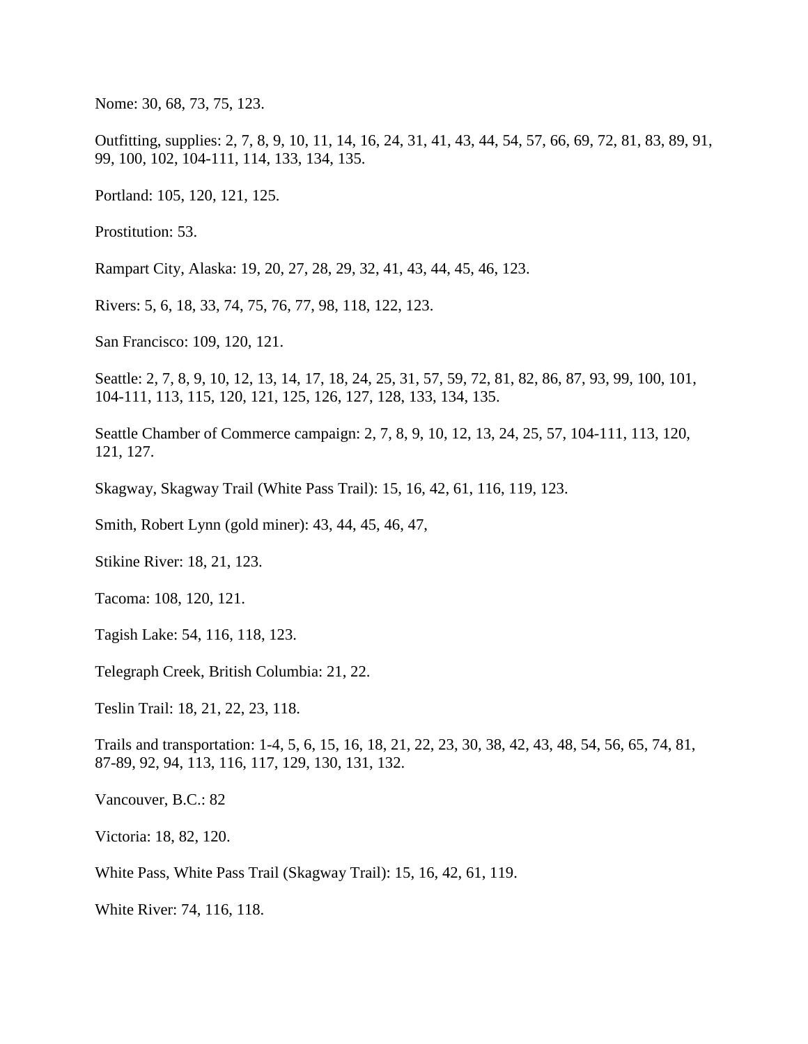Nome: 30, 68, 73, 75, 123.

Outfitting, supplies: 2, 7, 8, 9, 10, 11, 14, 16, 24, 31, 41, 43, 44, 54, 57, 66, 69, 72, 81, 83, 89, 91, 99, 100, 102, 104-111, 114, 133, 134, 135.

Portland: 105, 120, 121, 125.

Prostitution: 53.

Rampart City, Alaska: 19, 20, 27, 28, 29, 32, 41, 43, 44, 45, 46, 123.

Rivers: 5, 6, 18, 33, 74, 75, 76, 77, 98, 118, 122, 123.

San Francisco: 109, 120, 121.

Seattle: 2, 7, 8, 9, 10, 12, 13, 14, 17, 18, 24, 25, 31, 57, 59, 72, 81, 82, 86, 87, 93, 99, 100, 101, 104-111, 113, 115, 120, 121, 125, 126, 127, 128, 133, 134, 135.

Seattle Chamber of Commerce campaign: 2, 7, 8, 9, 10, 12, 13, 24, 25, 57, 104-111, 113, 120, 121, 127.

Skagway, Skagway Trail (White Pass Trail): 15, 16, 42, 61, 116, 119, 123.

Smith, Robert Lynn (gold miner): 43, 44, 45, 46, 47,

Stikine River: 18, 21, 123.

Tacoma: 108, 120, 121.

Tagish Lake: 54, 116, 118, 123.

Telegraph Creek, British Columbia: 21, 22.

Teslin Trail: 18, 21, 22, 23, 118.

Trails and transportation: 1-4, 5, 6, 15, 16, 18, 21, 22, 23, 30, 38, 42, 43, 48, 54, 56, 65, 74, 81, 87-89, 92, 94, 113, 116, 117, 129, 130, 131, 132.

Vancouver, B.C.: 82

Victoria: 18, 82, 120.

White Pass, White Pass Trail (Skagway Trail): 15, 16, 42, 61, 119.

White River: 74, 116, 118.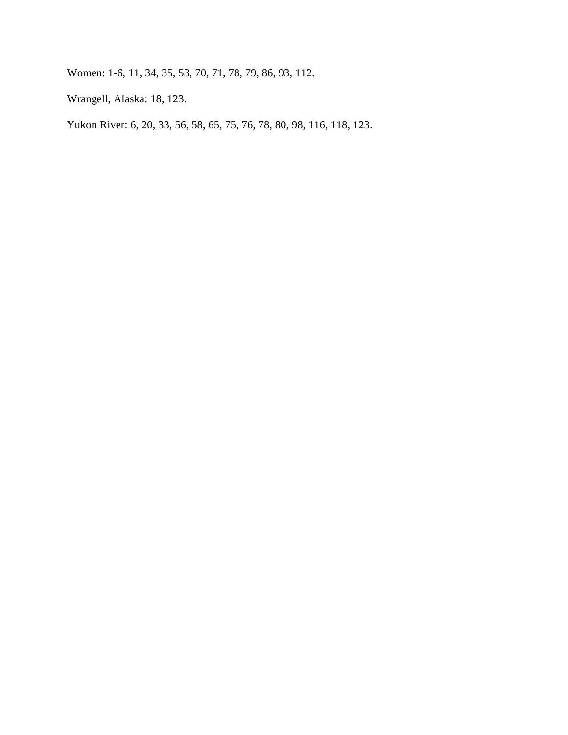Women: 1-6, 11, 34, 35, 53, 70, 71, 78, 79, 86, 93, 112.

Wrangell, Alaska: 18, 123.

Yukon River: 6, 20, 33, 56, 58, 65, 75, 76, 78, 80, 98, 116, 118, 123.